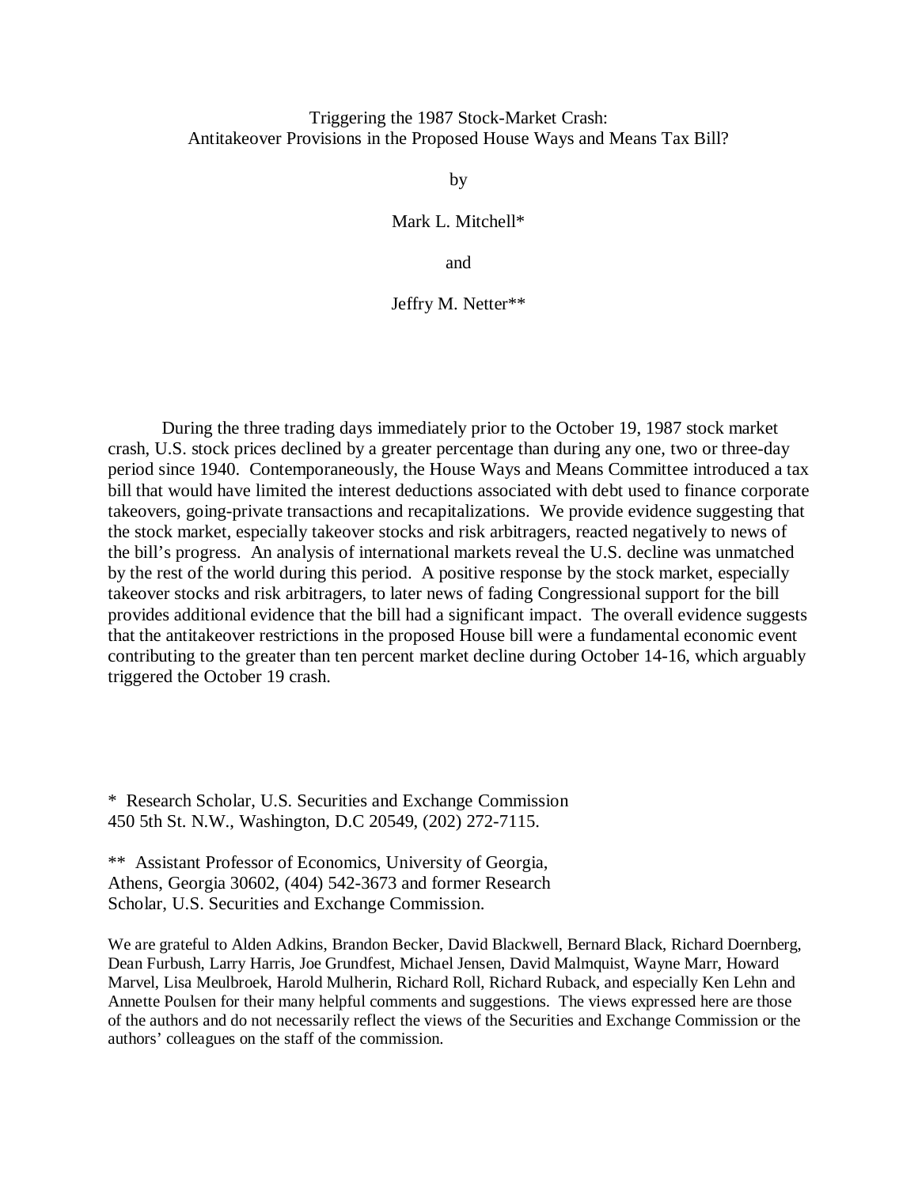# Triggering the 1987 Stock-Market Crash:
## Antitakeover Provisions in the Proposed House Ways and Means Tax Bill?

by

Mark L. Mitchell*

and

Jeffry M. Netter**

During the three trading days immediately prior to the October 19, 1987 stock market crash, U.S. stock prices declined by a greater percentage than during any one, two or three-day period since 1940. Contemporaneously, the House Ways and Means Committee introduced a tax bill that would have limited the interest deductions associated with debt used to finance corporate takeovers, going-private transactions and recapitalizations. We provide evidence suggesting that the stock market, especially takeover stocks and risk arbitragers, reacted negatively to news of the bill's progress. An analysis of international markets reveal the U.S. decline was unmatched by the rest of the world during this period. A positive response by the stock market, especially takeover stocks and risk arbitragers, to later news of fading Congressional support for the bill provides additional evidence that the bill had a significant impact. The overall evidence suggests that the antitakeover restrictions in the proposed House bill were a fundamental economic event contributing to the greater than ten percent market decline during October 14-16, which arguably triggered the October 19 crash.

\* Research Scholar, U.S. Securities and Exchange Commission
450 5th St. N.W., Washington, D.C 20549, (202) 272-7115.

\*\* Assistant Professor of Economics, University of Georgia,
Athens, Georgia 30602, (404) 542-3673 and former Research
Scholar, U.S. Securities and Exchange Commission.

We are grateful to Alden Adkins, Brandon Becker, David Blackwell, Bernard Black, Richard Doernberg, Dean Furbush, Larry Harris, Joe Grundfest, Michael Jensen, David Malmquist, Wayne Marr, Howard Marvel, Lisa Meulbroek, Harold Mulherin, Richard Roll, Richard Ruback, and especially Ken Lehn and Annette Poulsen for their many helpful comments and suggestions. The views expressed here are those of the authors and do not necessarily reflect the views of the Securities and Exchange Commission or the authors' colleagues on the staff of the commission.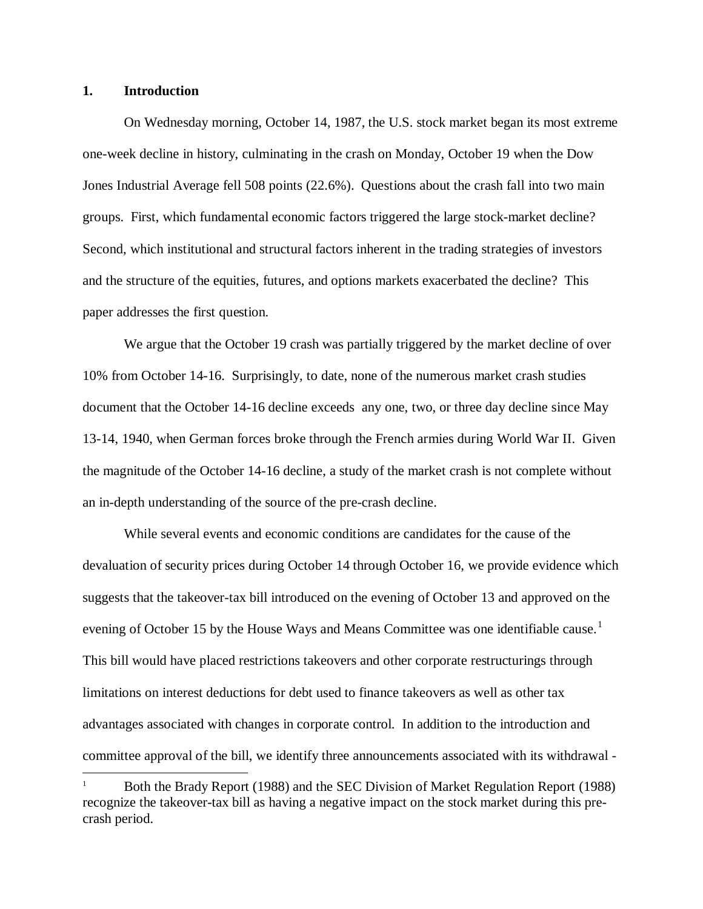## 1. Introduction

On Wednesday morning, October 14, 1987, the U.S. stock market began its most extreme one-week decline in history, culminating in the crash on Monday, October 19 when the Dow Jones Industrial Average fell 508 points (22.6%). Questions about the crash fall into two main groups. First, which fundamental economic factors triggered the large stock-market decline? Second, which institutional and structural factors inherent in the trading strategies of investors and the structure of the equities, futures, and options markets exacerbated the decline? This paper addresses the first question.

We argue that the October 19 crash was partially triggered by the market decline of over 10% from October 14-16. Surprisingly, to date, none of the numerous market crash studies document that the October 14-16 decline exceeds any one, two, or three day decline since May 13-14, 1940, when German forces broke through the French armies during World War II. Given the magnitude of the October 14-16 decline, a study of the market crash is not complete without an in-depth understanding of the source of the pre-crash decline.

While several events and economic conditions are candidates for the cause of the devaluation of security prices during October 14 through October 16, we provide evidence which suggests that the takeover-tax bill introduced on the evening of October 13 and approved on the evening of October 15 by the House Ways and Means Committee was one identifiable cause.[1] This bill would have placed restrictions takeovers and other corporate restructurings through limitations on interest deductions for debt used to finance takeovers as well as other tax advantages associated with changes in corporate control. In addition to the introduction and committee approval of the bill, we identify three announcements associated with its withdrawal -

[1] Both the Brady Report (1988) and the SEC Division of Market Regulation Report (1988) recognize the takeover-tax bill as having a negative impact on the stock market during this pre-crash period.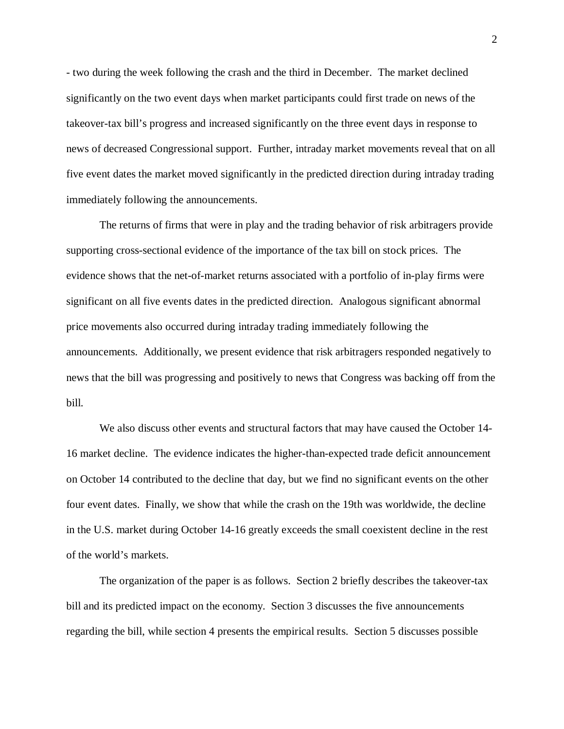- two during the week following the crash and the third in December. The market declined significantly on the two event days when market participants could first trade on news of the takeover-tax bill's progress and increased significantly on the three event days in response to news of decreased Congressional support. Further, intraday market movements reveal that on all five event dates the market moved significantly in the predicted direction during intraday trading immediately following the announcements.

The returns of firms that were in play and the trading behavior of risk arbitragers provide supporting cross-sectional evidence of the importance of the tax bill on stock prices. The evidence shows that the net-of-market returns associated with a portfolio of in-play firms were significant on all five events dates in the predicted direction. Analogous significant abnormal price movements also occurred during intraday trading immediately following the announcements. Additionally, we present evidence that risk arbitragers responded negatively to news that the bill was progressing and positively to news that Congress was backing off from the bill.

We also discuss other events and structural factors that may have caused the October 14-16 market decline. The evidence indicates the higher-than-expected trade deficit announcement on October 14 contributed to the decline that day, but we find no significant events on the other four event dates. Finally, we show that while the crash on the 19th was worldwide, the decline in the U.S. market during October 14-16 greatly exceeds the small coexistent decline in the rest of the world's markets.

The organization of the paper is as follows. Section 2 briefly describes the takeover-tax bill and its predicted impact on the economy. Section 3 discusses the five announcements regarding the bill, while section 4 presents the empirical results. Section 5 discusses possible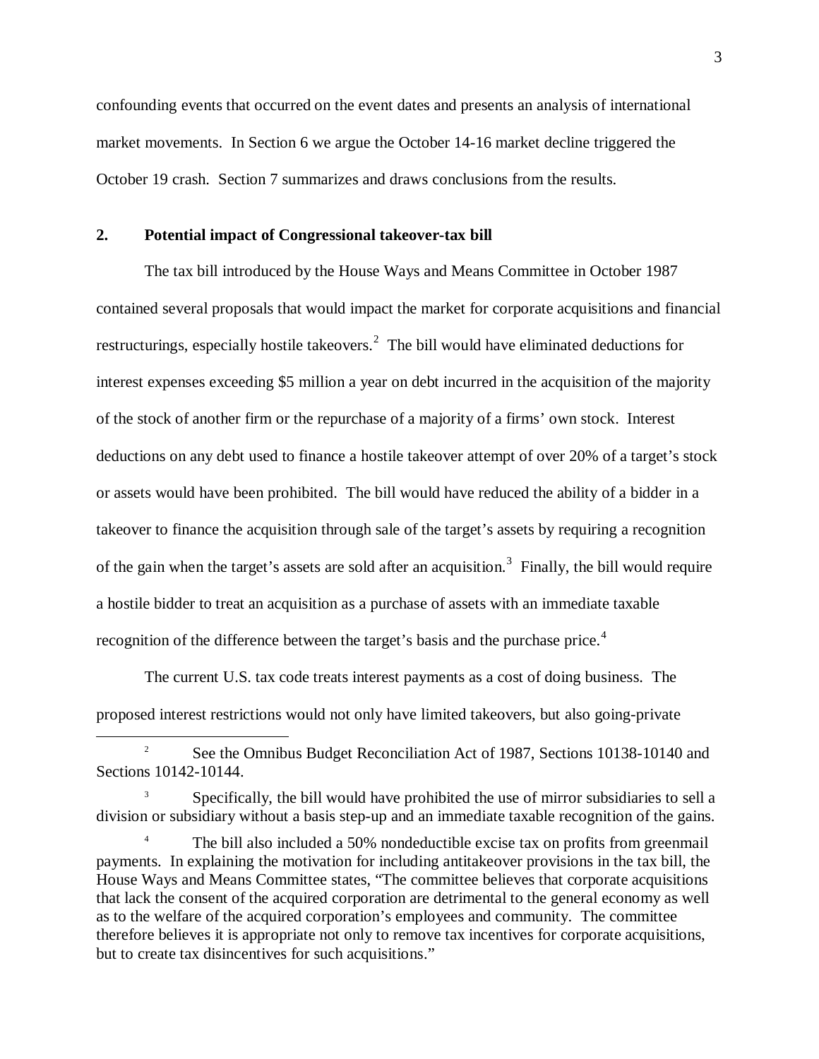confounding events that occurred on the event dates and presents an analysis of international market movements. In Section 6 we argue the October 14-16 market decline triggered the October 19 crash. Section 7 summarizes and draws conclusions from the results.

## 2. Potential impact of Congressional takeover-tax bill

The tax bill introduced by the House Ways and Means Committee in October 1987 contained several proposals that would impact the market for corporate acquisitions and financial restructurings, especially hostile takeovers.[2] The bill would have eliminated deductions for interest expenses exceeding $5 million a year on debt incurred in the acquisition of the majority of the stock of another firm or the repurchase of a majority of a firms' own stock. Interest deductions on any debt used to finance a hostile takeover attempt of over 20% of a target's stock or assets would have been prohibited. The bill would have reduced the ability of a bidder in a takeover to finance the acquisition through sale of the target's assets by requiring a recognition of the gain when the target's assets are sold after an acquisition.[3] Finally, the bill would require a hostile bidder to treat an acquisition as a purchase of assets with an immediate taxable recognition of the difference between the target's basis and the purchase price.[4]

The current U.S. tax code treats interest payments as a cost of doing business. The proposed interest restrictions would not only have limited takeovers, but also going-private

---

[2] See the Omnibus Budget Reconciliation Act of 1987, Sections 10138-10140 and Sections 10142-10144.

[3] Specifically, the bill would have prohibited the use of mirror subsidiaries to sell a division or subsidiary without a basis step-up and an immediate taxable recognition of the gains.

[4] The bill also included a 50% nondeductible excise tax on profits from greenmail payments. In explaining the motivation for including antitakeover provisions in the tax bill, the House Ways and Means Committee states, "The committee believes that corporate acquisitions that lack the consent of the acquired corporation are detrimental to the general economy as well as to the welfare of the acquired corporation's employees and community. The committee therefore believes it is appropriate not only to remove tax incentives for corporate acquisitions, but to create tax disincentives for such acquisitions."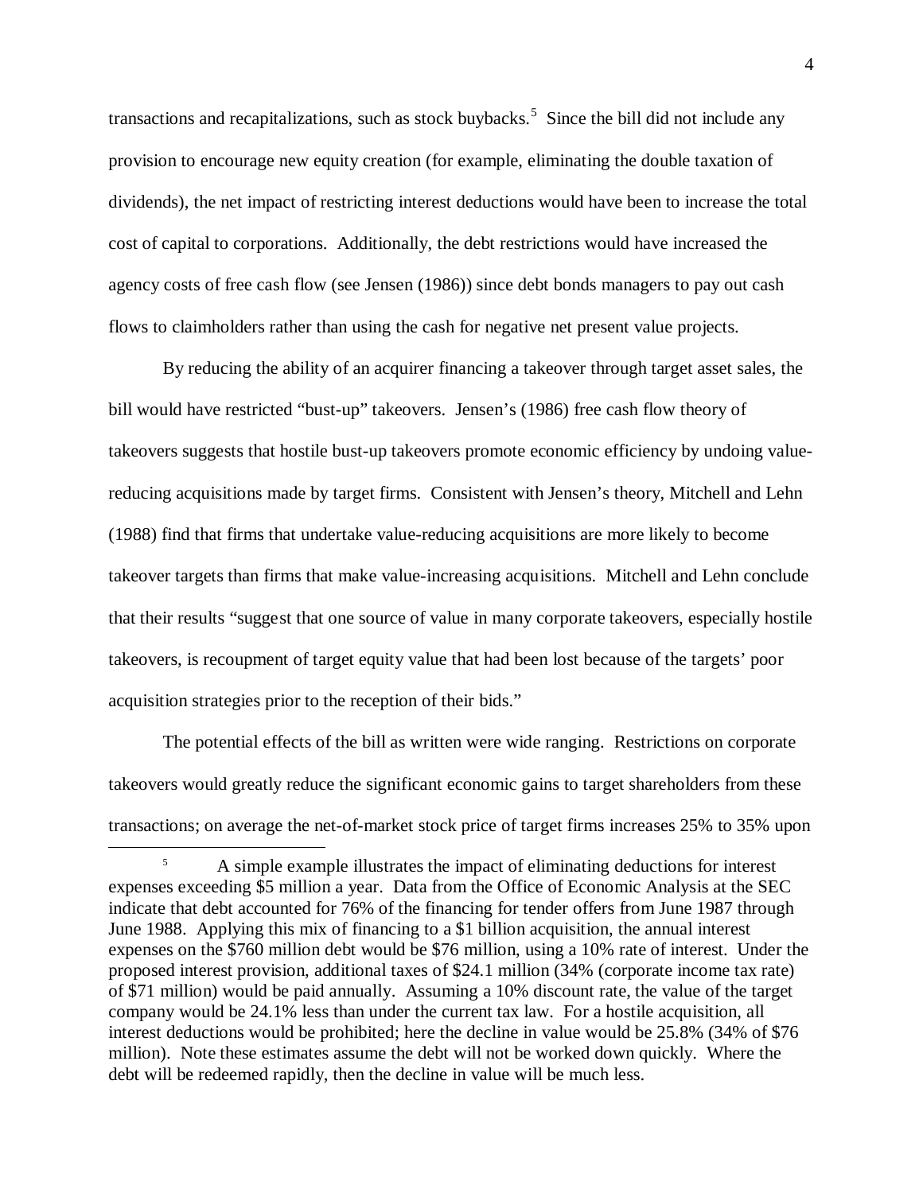transactions and recapitalizations, such as stock buybacks.[5] Since the bill did not include any provision to encourage new equity creation (for example, eliminating the double taxation of dividends), the net impact of restricting interest deductions would have been to increase the total cost of capital to corporations. Additionally, the debt restrictions would have increased the agency costs of free cash flow (see Jensen (1986)) since debt bonds managers to pay out cash flows to claimholders rather than using the cash for negative net present value projects.

By reducing the ability of an acquirer financing a takeover through target asset sales, the bill would have restricted "bust-up" takeovers. Jensen's (1986) free cash flow theory of takeovers suggests that hostile bust-up takeovers promote economic efficiency by undoing value-reducing acquisitions made by target firms. Consistent with Jensen's theory, Mitchell and Lehn (1988) find that firms that undertake value-reducing acquisitions are more likely to become takeover targets than firms that make value-increasing acquisitions. Mitchell and Lehn conclude that their results "suggest that one source of value in many corporate takeovers, especially hostile takeovers, is recoupment of target equity value that had been lost because of the targets' poor acquisition strategies prior to the reception of their bids."

The potential effects of the bill as written were wide ranging. Restrictions on corporate takeovers would greatly reduce the significant economic gains to target shareholders from these transactions; on average the net-of-market stock price of target firms increases 25% to 35% upon

---

[5] A simple example illustrates the impact of eliminating deductions for interest expenses exceeding $5 million a year. Data from the Office of Economic Analysis at the SEC indicate that debt accounted for 76% of the financing for tender offers from June 1987 through June 1988. Applying this mix of financing to a $1 billion acquisition, the annual interest expenses on the $760 million debt would be $76 million, using a 10% rate of interest. Under the proposed interest provision, additional taxes of $24.1 million (34% (corporate income tax rate) of $71 million) would be paid annually. Assuming a 10% discount rate, the value of the target company would be 24.1% less than under the current tax law. For a hostile acquisition, all interest deductions would be prohibited; here the decline in value would be 25.8% (34% of $76 million). Note these estimates assume the debt will not be worked down quickly. Where the debt will be redeemed rapidly, then the decline in value will be much less.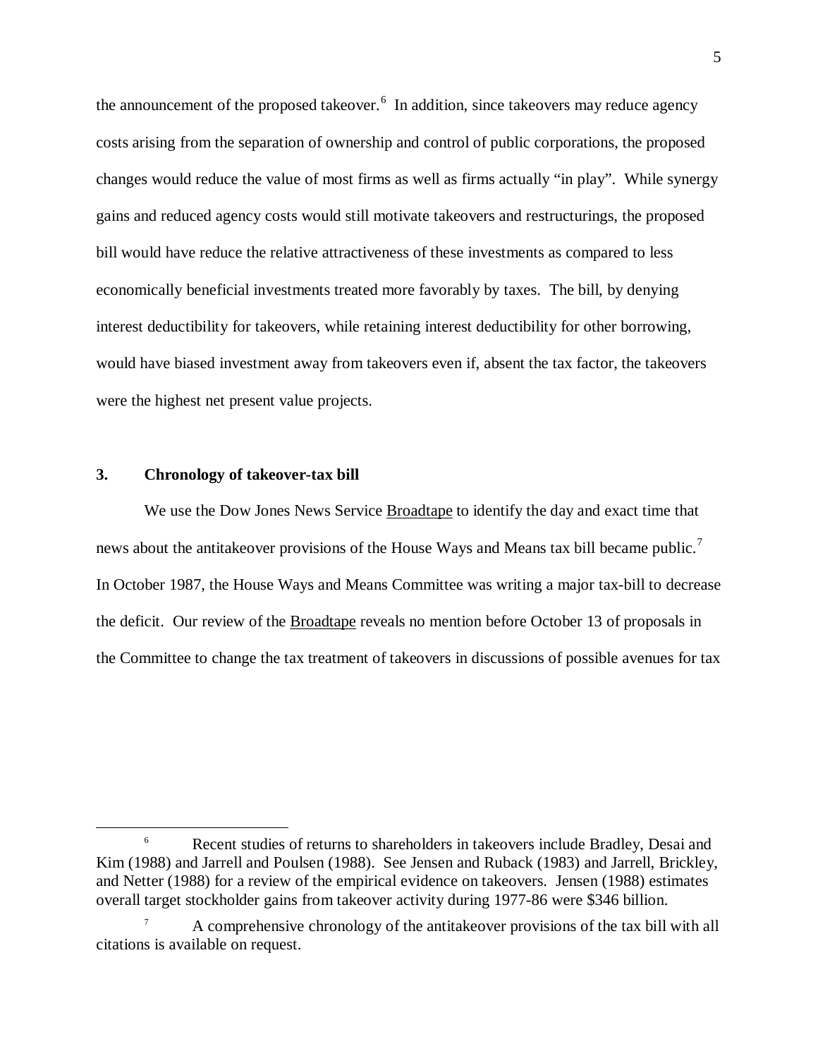the announcement of the proposed takeover.[6] In addition, since takeovers may reduce agency costs arising from the separation of ownership and control of public corporations, the proposed changes would reduce the value of most firms as well as firms actually "in play". While synergy gains and reduced agency costs would still motivate takeovers and restructurings, the proposed bill would have reduce the relative attractiveness of these investments as compared to less economically beneficial investments treated more favorably by taxes. The bill, by denying interest deductibility for takeovers, while retaining interest deductibility for other borrowing, would have biased investment away from takeovers even if, absent the tax factor, the takeovers were the highest net present value projects.

## 3. Chronology of takeover-tax bill

We use the Dow Jones News Service Broadtape to identify the day and exact time that news about the antitakeover provisions of the House Ways and Means tax bill became public.[7] In October 1987, the House Ways and Means Committee was writing a major tax-bill to decrease the deficit. Our review of the Broadtape reveals no mention before October 13 of proposals in the Committee to change the tax treatment of takeovers in discussions of possible avenues for tax

---

[6] Recent studies of returns to shareholders in takeovers include Bradley, Desai and Kim (1988) and Jarrell and Poulsen (1988). See Jensen and Ruback (1983) and Jarrell, Brickley, and Netter (1988) for a review of the empirical evidence on takeovers. Jensen (1988) estimates overall target stockholder gains from takeover activity during 1977-86 were $346 billion.

[7] A comprehensive chronology of the antitakeover provisions of the tax bill with all citations is available on request.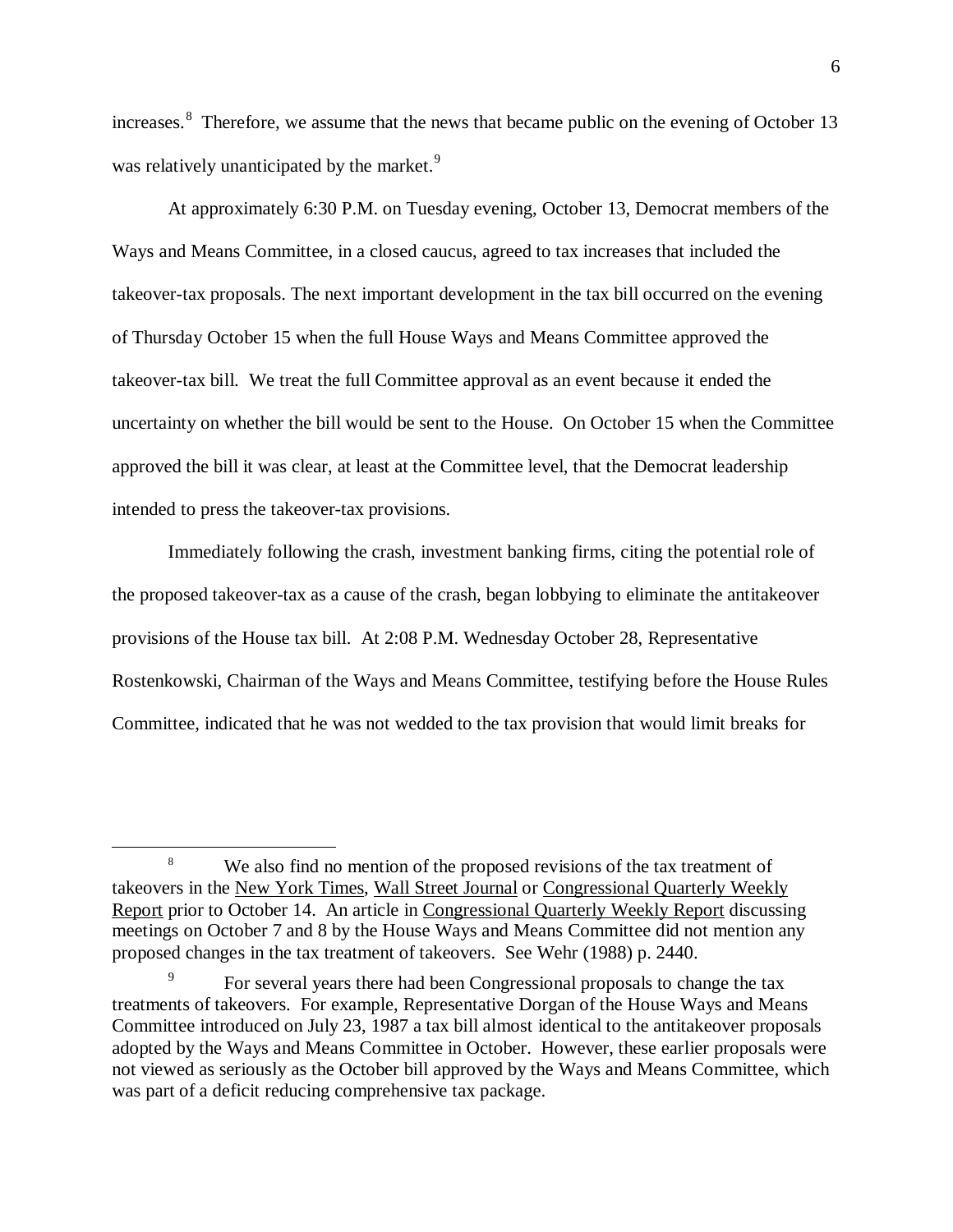increases.[8] Therefore, we assume that the news that became public on the evening of October 13 was relatively unanticipated by the market.[9]

At approximately 6:30 P.M. on Tuesday evening, October 13, Democrat members of the Ways and Means Committee, in a closed caucus, agreed to tax increases that included the takeover-tax proposals. The next important development in the tax bill occurred on the evening of Thursday October 15 when the full House Ways and Means Committee approved the takeover-tax bill. We treat the full Committee approval as an event because it ended the uncertainty on whether the bill would be sent to the House. On October 15 when the Committee approved the bill it was clear, at least at the Committee level, that the Democrat leadership intended to press the takeover-tax provisions.

Immediately following the crash, investment banking firms, citing the potential role of the proposed takeover-tax as a cause of the crash, began lobbying to eliminate the antitakeover provisions of the House tax bill. At 2:08 P.M. Wednesday October 28, Representative Rostenkowski, Chairman of the Ways and Means Committee, testifying before the House Rules Committee, indicated that he was not wedded to the tax provision that would limit breaks for

---

[8] We also find no mention of the proposed revisions of the tax treatment of takeovers in the New York Times, Wall Street Journal or Congressional Quarterly Weekly Report prior to October 14. An article in Congressional Quarterly Weekly Report discussing meetings on October 7 and 8 by the House Ways and Means Committee did not mention any proposed changes in the tax treatment of takeovers. See Wehr (1988) p. 2440.

[9] For several years there had been Congressional proposals to change the tax treatments of takeovers. For example, Representative Dorgan of the House Ways and Means Committee introduced on July 23, 1987 a tax bill almost identical to the antitakeover proposals adopted by the Ways and Means Committee in October. However, these earlier proposals were not viewed as seriously as the October bill approved by the Ways and Means Committee, which was part of a deficit reducing comprehensive tax package.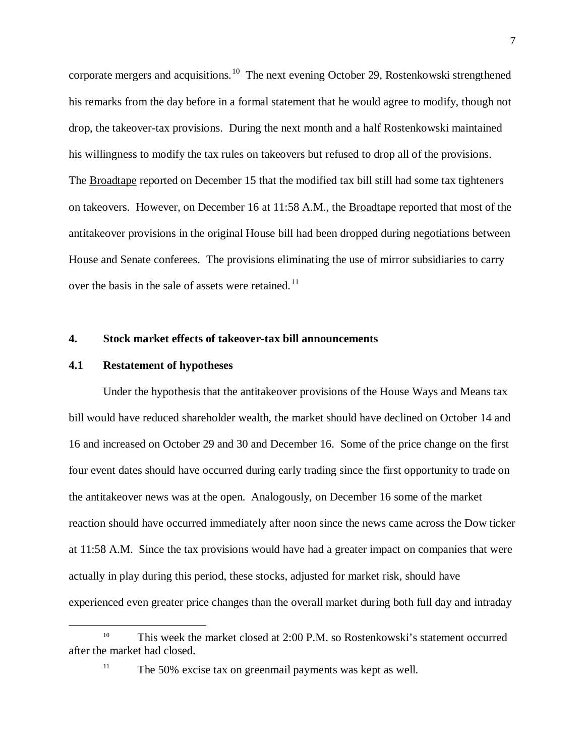corporate mergers and acquisitions.[10] The next evening October 29, Rostenkowski strengthened his remarks from the day before in a formal statement that he would agree to modify, though not drop, the takeover-tax provisions. During the next month and a half Rostenkowski maintained his willingness to modify the tax rules on takeovers but refused to drop all of the provisions. The Broadtape reported on December 15 that the modified tax bill still had some tax tighteners on takeovers. However, on December 16 at 11:58 A.M., the Broadtape reported that most of the antitakeover provisions in the original House bill had been dropped during negotiations between House and Senate conferees. The provisions eliminating the use of mirror subsidiaries to carry over the basis in the sale of assets were retained.[11]

## 4. Stock market effects of takeover-tax bill announcements

### 4.1 Restatement of hypotheses

Under the hypothesis that the antitakeover provisions of the House Ways and Means tax bill would have reduced shareholder wealth, the market should have declined on October 14 and 16 and increased on October 29 and 30 and December 16. Some of the price change on the first four event dates should have occurred during early trading since the first opportunity to trade on the antitakeover news was at the open. Analogously, on December 16 some of the market reaction should have occurred immediately after noon since the news came across the Dow ticker at 11:58 A.M. Since the tax provisions would have had a greater impact on companies that were actually in play during this period, these stocks, adjusted for market risk, should have experienced even greater price changes than the overall market during both full day and intraday

---

[10] This week the market closed at 2:00 P.M. so Rostenkowski's statement occurred after the market had closed.

[11] The 50% excise tax on greenmail payments was kept as well.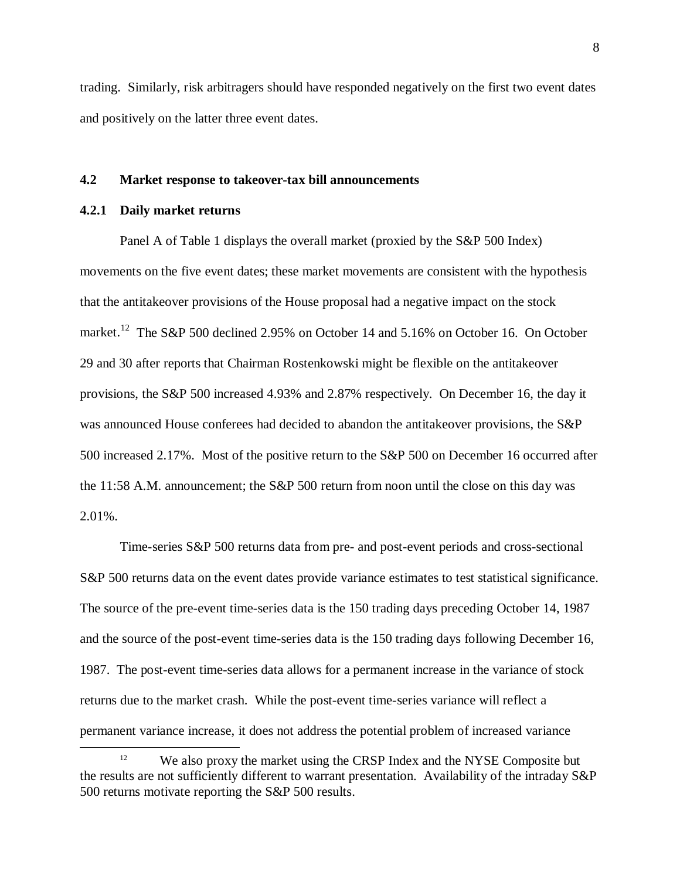trading. Similarly, risk arbitragers should have responded negatively on the first two event dates and positively on the latter three event dates.

### 4.2 Market response to takeover-tax bill announcements

#### 4.2.1 Daily market returns

Panel A of Table 1 displays the overall market (proxied by the S&P 500 Index) movements on the five event dates; these market movements are consistent with the hypothesis that the antitakeover provisions of the House proposal had a negative impact on the stock market.[12] The S&P 500 declined 2.95% on October 14 and 5.16% on October 16. On October 29 and 30 after reports that Chairman Rostenkowski might be flexible on the antitakeover provisions, the S&P 500 increased 4.93% and 2.87% respectively. On December 16, the day it was announced House conferees had decided to abandon the antitakeover provisions, the S&P 500 increased 2.17%. Most of the positive return to the S&P 500 on December 16 occurred after the 11:58 A.M. announcement; the S&P 500 return from noon until the close on this day was 2.01%.

Time-series S&P 500 returns data from pre- and post-event periods and cross-sectional S&P 500 returns data on the event dates provide variance estimates to test statistical significance. The source of the pre-event time-series data is the 150 trading days preceding October 14, 1987 and the source of the post-event time-series data is the 150 trading days following December 16, 1987. The post-event time-series data allows for a permanent increase in the variance of stock returns due to the market crash. While the post-event time-series variance will reflect a permanent variance increase, it does not address the potential problem of increased variance

[12] We also proxy the market using the CRSP Index and the NYSE Composite but the results are not sufficiently different to warrant presentation. Availability of the intraday S&P 500 returns motivate reporting the S&P 500 results.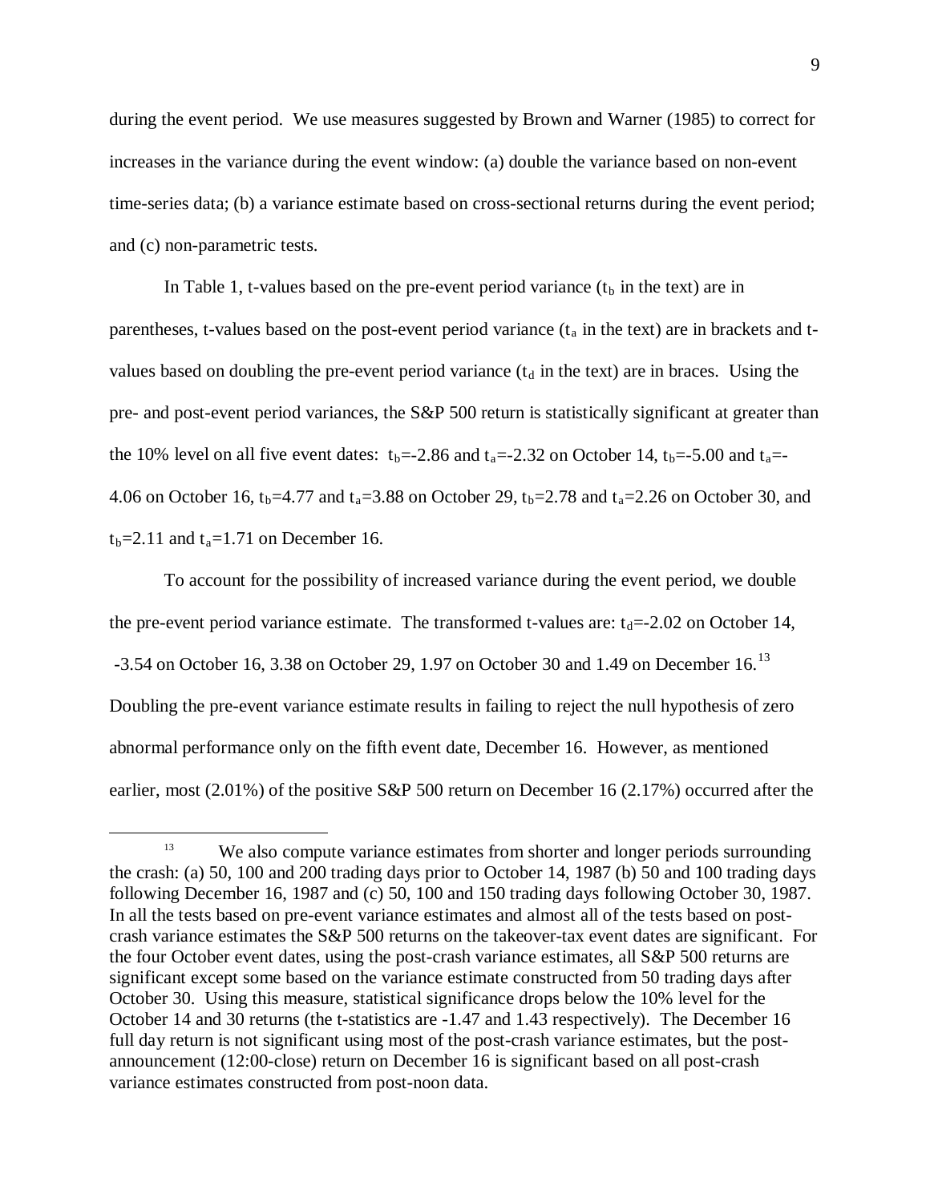during the event period. We use measures suggested by Brown and Warner (1985) to correct for increases in the variance during the event window: (a) double the variance based on non-event time-series data; (b) a variance estimate based on cross-sectional returns during the event period; and (c) non-parametric tests.

In Table 1, t-values based on the pre-event period variance ($t_b$ in the text) are in parentheses, t-values based on the post-event period variance ($t_a$ in the text) are in brackets and t-values based on doubling the pre-event period variance ($t_d$ in the text) are in braces. Using the pre- and post-event period variances, the S&P 500 return is statistically significant at greater than the 10% level on all five event dates: $t_b$=-2.86 and $t_a$=-2.32 on October 14, $t_b$=-5.00 and $t_a$=-4.06 on October 16, $t_b$=4.77 and $t_a$=3.88 on October 29, $t_b$=2.78 and $t_a$=2.26 on October 30, and $t_b$=2.11 and $t_a$=1.71 on December 16.

To account for the possibility of increased variance during the event period, we double the pre-event period variance estimate. The transformed t-values are: $t_d$=-2.02 on October 14, -3.54 on October 16, 3.38 on October 29, 1.97 on October 30 and 1.49 on December 16.[13] Doubling the pre-event variance estimate results in failing to reject the null hypothesis of zero abnormal performance only on the fifth event date, December 16. However, as mentioned earlier, most (2.01%) of the positive S&P 500 return on December 16 (2.17%) occurred after the

---

[13] We also compute variance estimates from shorter and longer periods surrounding the crash: (a) 50, 100 and 200 trading days prior to October 14, 1987 (b) 50 and 100 trading days following December 16, 1987 and (c) 50, 100 and 150 trading days following October 30, 1987. In all the tests based on pre-event variance estimates and almost all of the tests based on post-crash variance estimates the S&P 500 returns on the takeover-tax event dates are significant. For the four October event dates, using the post-crash variance estimates, all S&P 500 returns are significant except some based on the variance estimate constructed from 50 trading days after October 30. Using this measure, statistical significance drops below the 10% level for the October 14 and 30 returns (the t-statistics are -1.47 and 1.43 respectively). The December 16 full day return is not significant using most of the post-crash variance estimates, but the post-announcement (12:00-close) return on December 16 is significant based on all post-crash variance estimates constructed from post-noon data.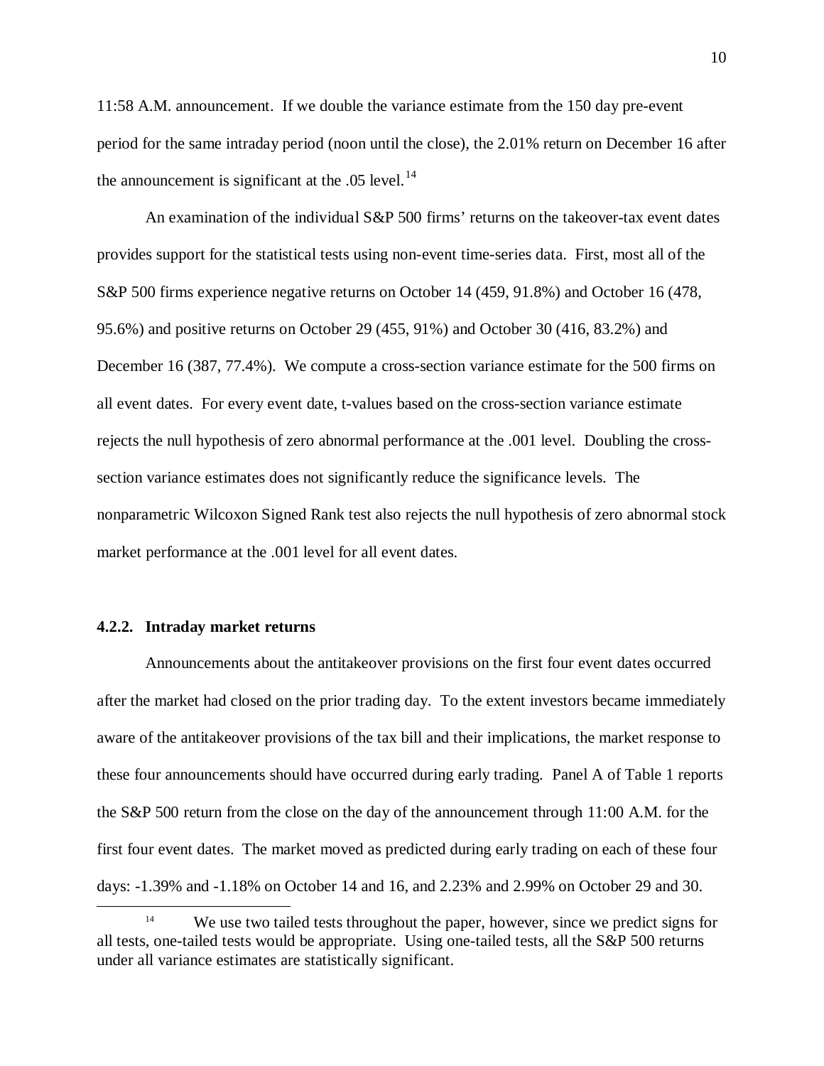11:58 A.M. announcement. If we double the variance estimate from the 150 day pre-event period for the same intraday period (noon until the close), the 2.01% return on December 16 after the announcement is significant at the .05 level.[14]

An examination of the individual S&P 500 firms' returns on the takeover-tax event dates provides support for the statistical tests using non-event time-series data. First, most all of the S&P 500 firms experience negative returns on October 14 (459, 91.8%) and October 16 (478, 95.6%) and positive returns on October 29 (455, 91%) and October 30 (416, 83.2%) and December 16 (387, 77.4%). We compute a cross-section variance estimate for the 500 firms on all event dates. For every event date, t-values based on the cross-section variance estimate rejects the null hypothesis of zero abnormal performance at the .001 level. Doubling the cross-section variance estimates does not significantly reduce the significance levels. The nonparametric Wilcoxon Signed Rank test also rejects the null hypothesis of zero abnormal stock market performance at the .001 level for all event dates.

### 4.2.2. Intraday market returns

Announcements about the antitakeover provisions on the first four event dates occurred after the market had closed on the prior trading day. To the extent investors became immediately aware of the antitakeover provisions of the tax bill and their implications, the market response to these four announcements should have occurred during early trading. Panel A of Table 1 reports the S&P 500 return from the close on the day of the announcement through 11:00 A.M. for the first four event dates. The market moved as predicted during early trading on each of these four days: -1.39% and -1.18% on October 14 and 16, and 2.23% and 2.99% on October 29 and 30.

---

[14] We use two tailed tests throughout the paper, however, since we predict signs for all tests, one-tailed tests would be appropriate. Using one-tailed tests, all the S&P 500 returns under all variance estimates are statistically significant.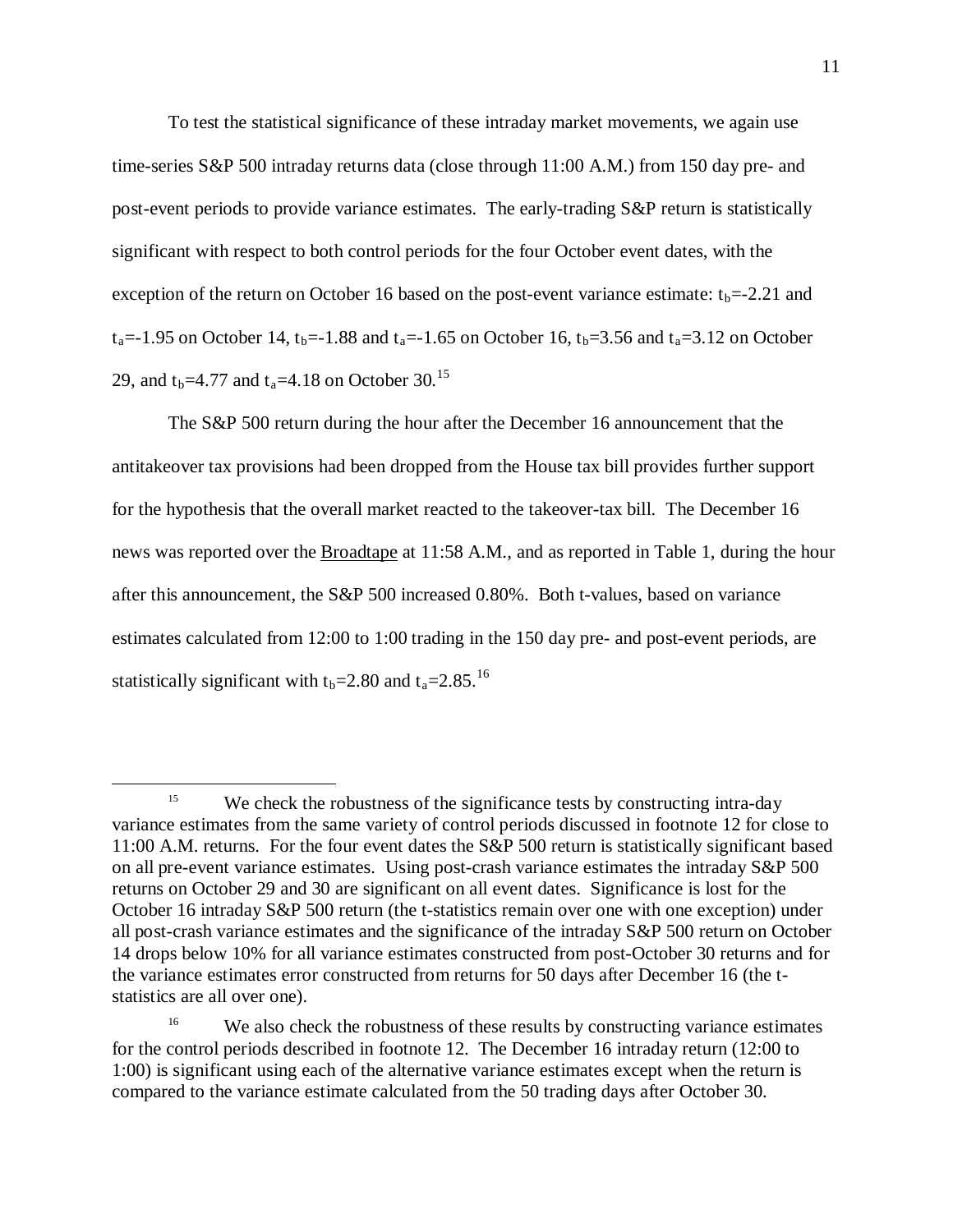To test the statistical significance of these intraday market movements, we again use time-series S&P 500 intraday returns data (close through 11:00 A.M.) from 150 day pre- and post-event periods to provide variance estimates. The early-trading S&P return is statistically significant with respect to both control periods for the four October event dates, with the exception of the return on October 16 based on the post-event variance estimate: $t_b$=-2.21 and $t_a$=-1.95 on October 14, $t_b$=-1.88 and $t_a$=-1.65 on October 16, $t_b$=3.56 and $t_a$=3.12 on October 29, and $t_b$=4.77 and $t_a$=4.18 on October 30.[15]

The S&P 500 return during the hour after the December 16 announcement that the antitakeover tax provisions had been dropped from the House tax bill provides further support for the hypothesis that the overall market reacted to the takeover-tax bill. The December 16 news was reported over the Broadtape at 11:58 A.M., and as reported in Table 1, during the hour after this announcement, the S&P 500 increased 0.80%. Both t-values, based on variance estimates calculated from 12:00 to 1:00 trading in the 150 day pre- and post-event periods, are statistically significant with $t_b$=2.80 and $t_a$=2.85.[16]

---

[15] We check the robustness of the significance tests by constructing intra-day variance estimates from the same variety of control periods discussed in footnote 12 for close to 11:00 A.M. returns. For the four event dates the S&P 500 return is statistically significant based on all pre-event variance estimates. Using post-crash variance estimates the intraday S&P 500 returns on October 29 and 30 are significant on all event dates. Significance is lost for the October 16 intraday S&P 500 return (the t-statistics remain over one with one exception) under all post-crash variance estimates and the significance of the intraday S&P 500 return on October 14 drops below 10% for all variance estimates constructed from post-October 30 returns and for the variance estimates error constructed from returns for 50 days after December 16 (the t-statistics are all over one).

[16] We also check the robustness of these results by constructing variance estimates for the control periods described in footnote 12. The December 16 intraday return (12:00 to 1:00) is significant using each of the alternative variance estimates except when the return is compared to the variance estimate calculated from the 50 trading days after October 30.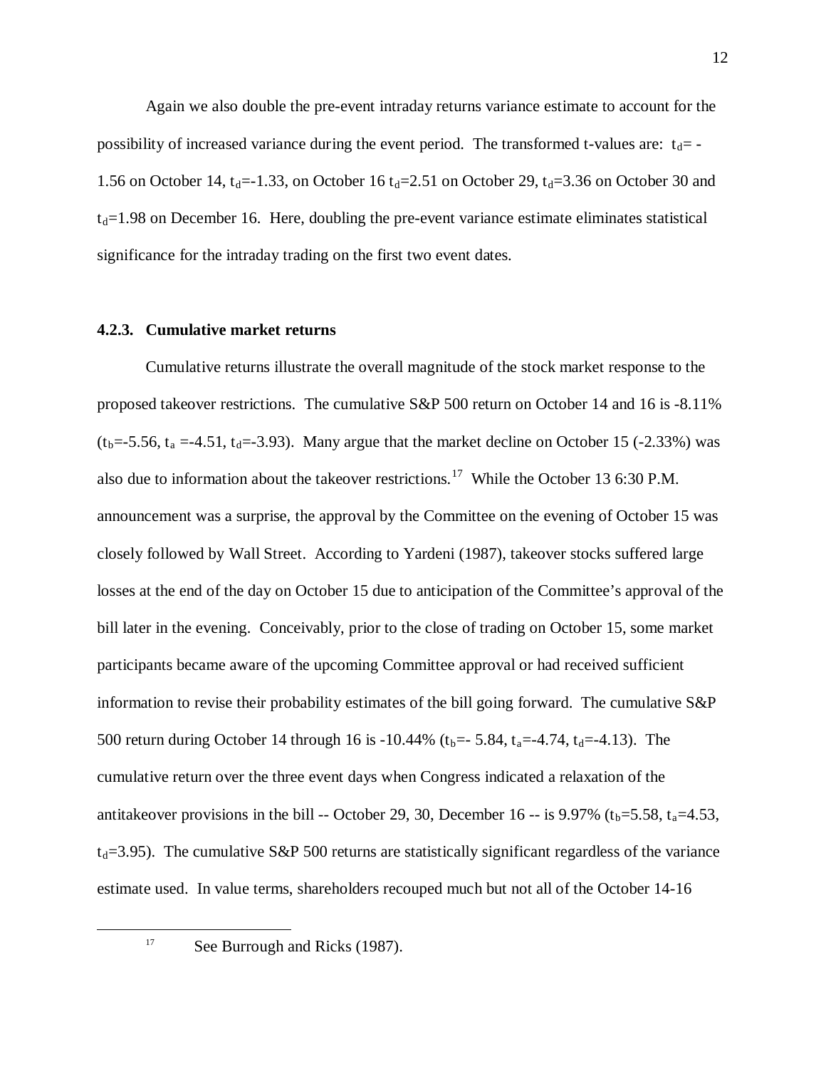Again we also double the pre-event intraday returns variance estimate to account for the possibility of increased variance during the event period. The transformed t-values are: $t_d = -1.56$ on October 14, $t_d=-1.33$, on October 16 $t_d=2.51$ on October 29, $t_d=3.36$ on October 30 and $t_d=1.98$ on December 16. Here, doubling the pre-event variance estimate eliminates statistical significance for the intraday trading on the first two event dates.

### 4.2.3. Cumulative market returns

Cumulative returns illustrate the overall magnitude of the stock market response to the proposed takeover restrictions. The cumulative S&P 500 return on October 14 and 16 is -8.11% ($t_b=-5.56$, $t_a=-4.51$, $t_d=-3.93$). Many argue that the market decline on October 15 (-2.33%) was also due to information about the takeover restrictions.[17] While the October 13 6:30 P.M. announcement was a surprise, the approval by the Committee on the evening of October 15 was closely followed by Wall Street. According to Yardeni (1987), takeover stocks suffered large losses at the end of the day on October 15 due to anticipation of the Committee's approval of the bill later in the evening. Conceivably, prior to the close of trading on October 15, some market participants became aware of the upcoming Committee approval or had received sufficient information to revise their probability estimates of the bill going forward. The cumulative S&P 500 return during October 14 through 16 is -10.44% ($t_b=-5.84$, $t_a=-4.74$, $t_d=-4.13$). The cumulative return over the three event days when Congress indicated a relaxation of the antitakeover provisions in the bill -- October 29, 30, December 16 -- is 9.97% ($t_b=5.58$, $t_a=4.53$, $t_d=3.95$). The cumulative S&P 500 returns are statistically significant regardless of the variance estimate used. In value terms, shareholders recouped much but not all of the October 14-16

[17] See Burrough and Ricks (1987).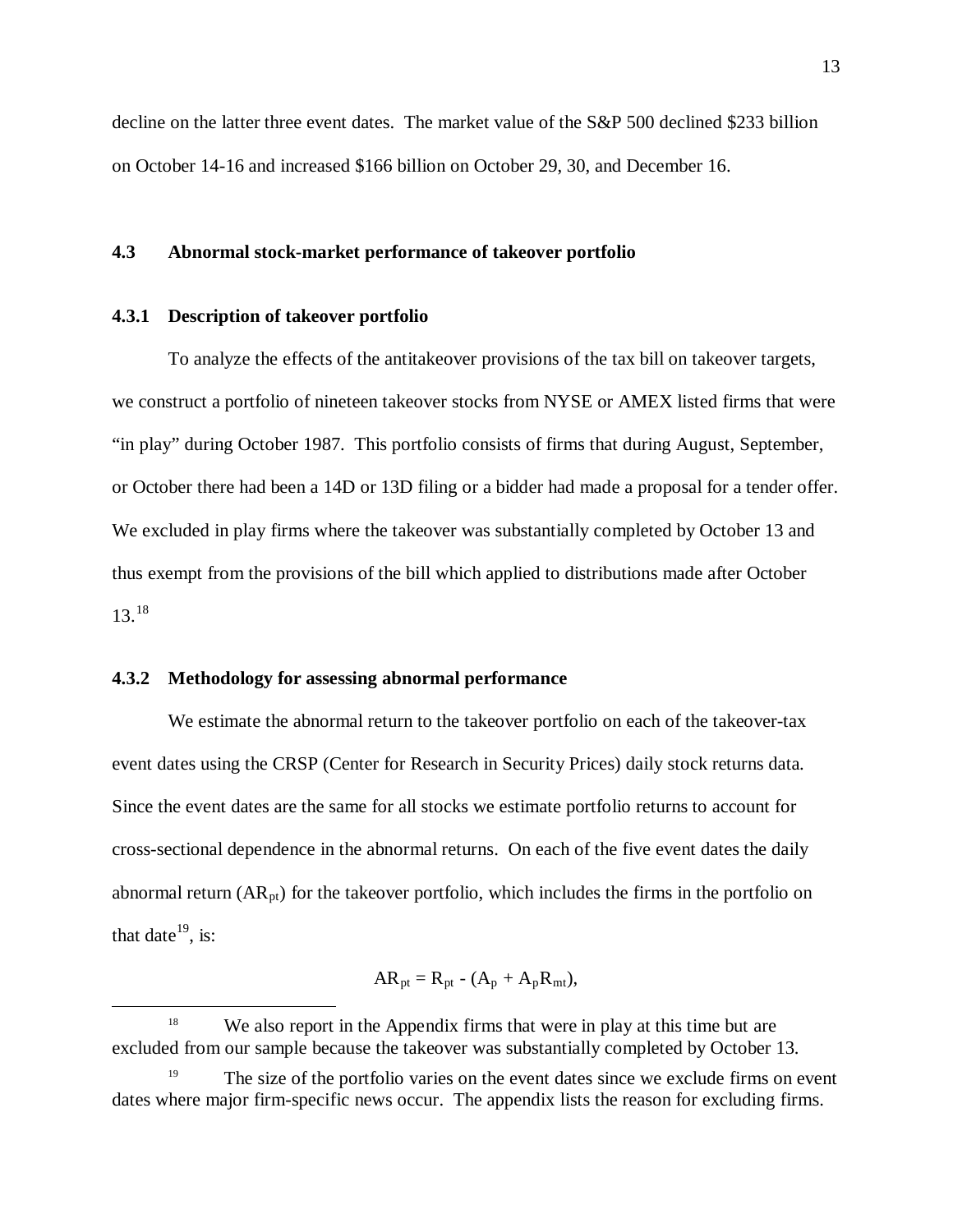decline on the latter three event dates. The market value of the S&P 500 declined $233 billion on October 14-16 and increased $166 billion on October 29, 30, and December 16.

### 4.3 Abnormal stock-market performance of takeover portfolio

#### 4.3.1 Description of takeover portfolio

To analyze the effects of the antitakeover provisions of the tax bill on takeover targets, we construct a portfolio of nineteen takeover stocks from NYSE or AMEX listed firms that were "in play" during October 1987. This portfolio consists of firms that during August, September, or October there had been a 14D or 13D filing or a bidder had made a proposal for a tender offer. We excluded in play firms where the takeover was substantially completed by October 13 and thus exempt from the provisions of the bill which applied to distributions made after October 13.[18]

#### 4.3.2 Methodology for assessing abnormal performance

We estimate the abnormal return to the takeover portfolio on each of the takeover-tax event dates using the CRSP (Center for Research in Security Prices) daily stock returns data. Since the event dates are the same for all stocks we estimate portfolio returns to account for cross-sectional dependence in the abnormal returns. On each of the five event dates the daily abnormal return ($AR_{pt}$) for the takeover portfolio, which includes the firms in the portfolio on that date[19], is:

$$AR_{pt} = R_{pt} - (A_p + A_p R_{mt}),$$

---

[18] We also report in the Appendix firms that were in play at this time but are excluded from our sample because the takeover was substantially completed by October 13.

[19] The size of the portfolio varies on the event dates since we exclude firms on event dates where major firm-specific news occur. The appendix lists the reason for excluding firms.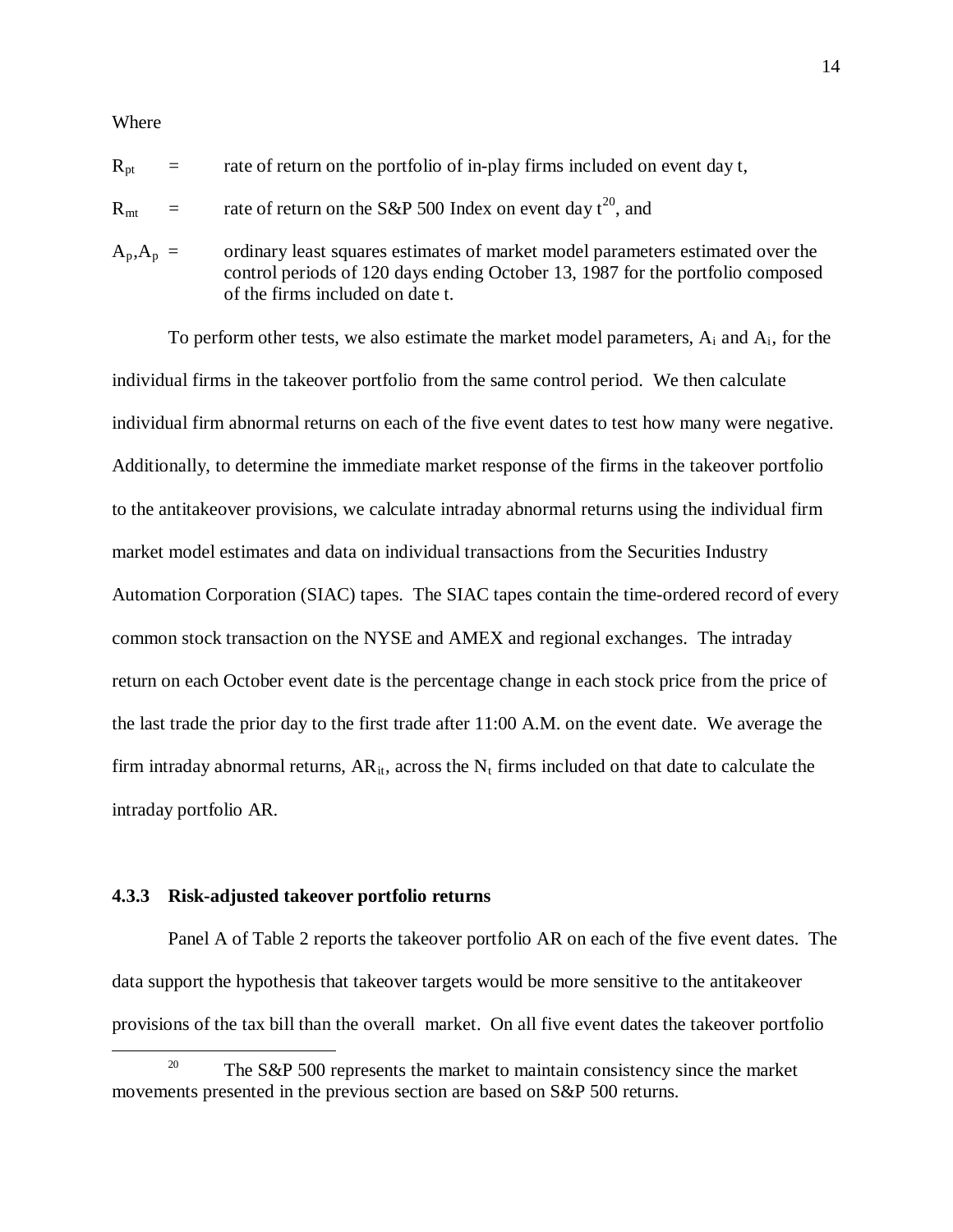Where

$R_{pt}$ = rate of return on the portfolio of in-play firms included on event day t,

$R_{mt}$ = rate of return on the S&P 500 Index on event day t[20], and

$A_p, A_p$ = ordinary least squares estimates of market model parameters estimated over the control periods of 120 days ending October 13, 1987 for the portfolio composed of the firms included on date t.

To perform other tests, we also estimate the market model parameters, $A_i$ and $A_i$, for the individual firms in the takeover portfolio from the same control period. We then calculate individual firm abnormal returns on each of the five event dates to test how many were negative. Additionally, to determine the immediate market response of the firms in the takeover portfolio to the antitakeover provisions, we calculate intraday abnormal returns using the individual firm market model estimates and data on individual transactions from the Securities Industry Automation Corporation (SIAC) tapes. The SIAC tapes contain the time-ordered record of every common stock transaction on the NYSE and AMEX and regional exchanges. The intraday return on each October event date is the percentage change in each stock price from the price of the last trade the prior day to the first trade after 11:00 A.M. on the event date. We average the firm intraday abnormal returns, $AR_{it}$, across the $N_t$ firms included on that date to calculate the intraday portfolio AR.

### 4.3.3 Risk-adjusted takeover portfolio returns

Panel A of Table 2 reports the takeover portfolio AR on each of the five event dates. The data support the hypothesis that takeover targets would be more sensitive to the antitakeover provisions of the tax bill than the overall market. On all five event dates the takeover portfolio

---

[20] The S&P 500 represents the market to maintain consistency since the market movements presented in the previous section are based on S&P 500 returns.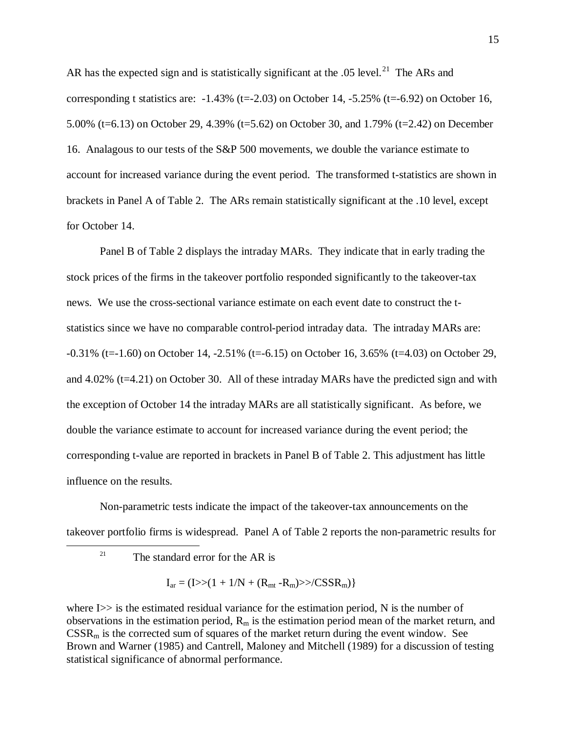AR has the expected sign and is statistically significant at the .05 level.[21] The ARs and corresponding t statistics are: -1.43% (t=-2.03) on October 14, -5.25% (t=-6.92) on October 16, 5.00% (t=6.13) on October 29, 4.39% (t=5.62) on October 30, and 1.79% (t=2.42) on December 16. Analagous to our tests of the S&P 500 movements, we double the variance estimate to account for increased variance during the event period. The transformed t-statistics are shown in brackets in Panel A of Table 2. The ARs remain statistically significant at the .10 level, except for October 14.

Panel B of Table 2 displays the intraday MARs. They indicate that in early trading the stock prices of the firms in the takeover portfolio responded significantly to the takeover-tax news. We use the cross-sectional variance estimate on each event date to construct the t-statistics since we have no comparable control-period intraday data. The intraday MARs are: -0.31% (t=-1.60) on October 14, -2.51% (t=-6.15) on October 16, 3.65% (t=4.03) on October 29, and 4.02% (t=4.21) on October 30. All of these intraday MARs have the predicted sign and with the exception of October 14 the intraday MARs are all statistically significant. As before, we double the variance estimate to account for increased variance during the event period; the corresponding t-value are reported in brackets in Panel B of Table 2. This adjustment has little influence on the results.

Non-parametric tests indicate the impact of the takeover-tax announcements on the takeover portfolio firms is widespread. Panel A of Table 2 reports the non-parametric results for

---

[21] The standard error for the AR is

$$I_{ar} = (I{>>}(1 + 1/N + (R_{mt} - R_m){>>}/CSSR_m)\}$$

where I>> is the estimated residual variance for the estimation period, N is the number of observations in the estimation period, $R_m$ is the estimation period mean of the market return, and $CSSR_m$ is the corrected sum of squares of the market return during the event window. See Brown and Warner (1985) and Cantrell, Maloney and Mitchell (1989) for a discussion of testing statistical significance of abnormal performance.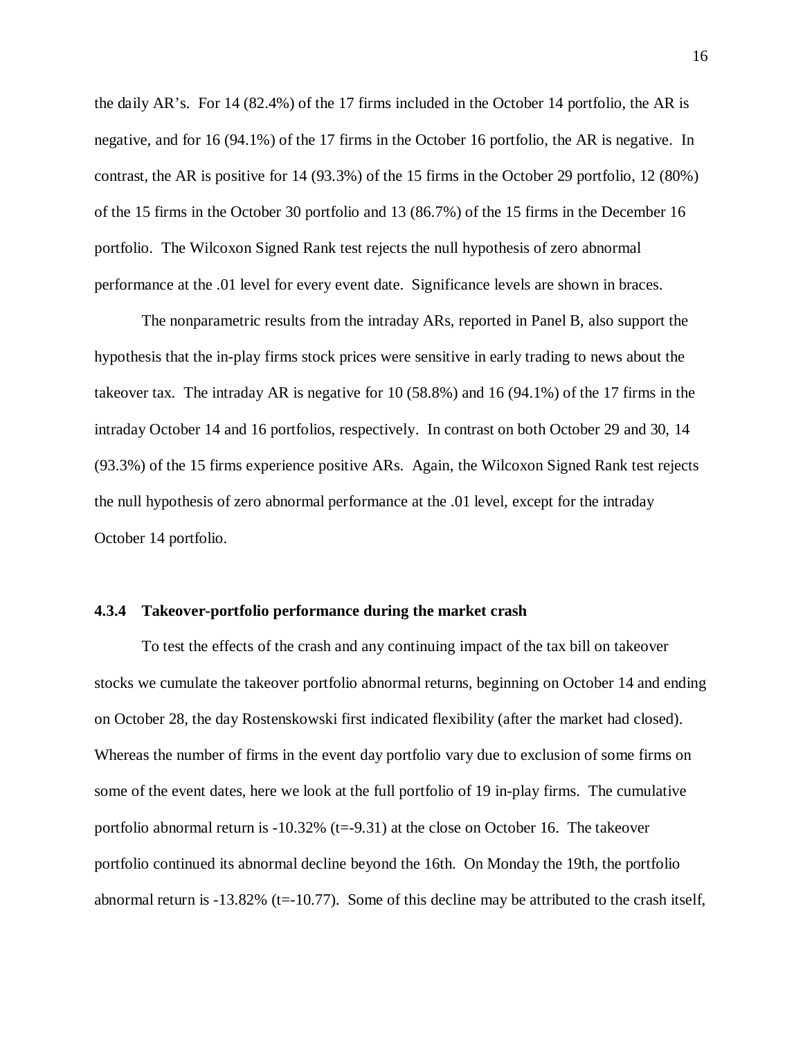the daily AR's. For 14 (82.4%) of the 17 firms included in the October 14 portfolio, the AR is negative, and for 16 (94.1%) of the 17 firms in the October 16 portfolio, the AR is negative. In contrast, the AR is positive for 14 (93.3%) of the 15 firms in the October 29 portfolio, 12 (80%) of the 15 firms in the October 30 portfolio and 13 (86.7%) of the 15 firms in the December 16 portfolio. The Wilcoxon Signed Rank test rejects the null hypothesis of zero abnormal performance at the .01 level for every event date. Significance levels are shown in braces.

The nonparametric results from the intraday ARs, reported in Panel B, also support the hypothesis that the in-play firms stock prices were sensitive in early trading to news about the takeover tax. The intraday AR is negative for 10 (58.8%) and 16 (94.1%) of the 17 firms in the intraday October 14 and 16 portfolios, respectively. In contrast on both October 29 and 30, 14 (93.3%) of the 15 firms experience positive ARs. Again, the Wilcoxon Signed Rank test rejects the null hypothesis of zero abnormal performance at the .01 level, except for the intraday October 14 portfolio.

### 4.3.4 Takeover-portfolio performance during the market crash

To test the effects of the crash and any continuing impact of the tax bill on takeover stocks we cumulate the takeover portfolio abnormal returns, beginning on October 14 and ending on October 28, the day Rostenskowski first indicated flexibility (after the market had closed). Whereas the number of firms in the event day portfolio vary due to exclusion of some firms on some of the event dates, here we look at the full portfolio of 19 in-play firms. The cumulative portfolio abnormal return is -10.32% (t=-9.31) at the close on October 16. The takeover portfolio continued its abnormal decline beyond the 16th. On Monday the 19th, the portfolio abnormal return is -13.82% (t=-10.77). Some of this decline may be attributed to the crash itself,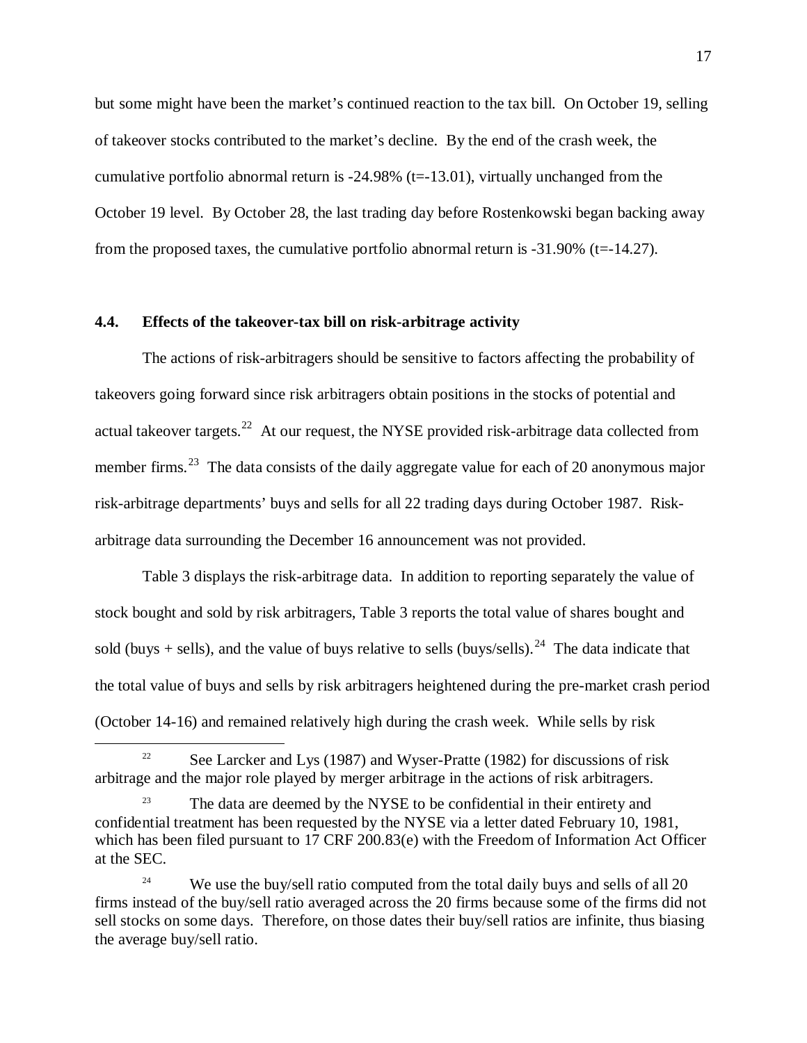but some might have been the market's continued reaction to the tax bill. On October 19, selling of takeover stocks contributed to the market's decline. By the end of the crash week, the cumulative portfolio abnormal return is -24.98% (t=-13.01), virtually unchanged from the October 19 level. By October 28, the last trading day before Rostenkowski began backing away from the proposed taxes, the cumulative portfolio abnormal return is -31.90% (t=-14.27).

### 4.4. Effects of the takeover-tax bill on risk-arbitrage activity

The actions of risk-arbitragers should be sensitive to factors affecting the probability of takeovers going forward since risk arbitragers obtain positions in the stocks of potential and actual takeover targets.[22] At our request, the NYSE provided risk-arbitrage data collected from member firms.[23] The data consists of the daily aggregate value for each of 20 anonymous major risk-arbitrage departments' buys and sells for all 22 trading days during October 1987. Risk-arbitrage data surrounding the December 16 announcement was not provided.

Table 3 displays the risk-arbitrage data. In addition to reporting separately the value of stock bought and sold by risk arbitragers, Table 3 reports the total value of shares bought and sold (buys + sells), and the value of buys relative to sells (buys/sells).[24] The data indicate that the total value of buys and sells by risk arbitragers heightened during the pre-market crash period (October 14-16) and remained relatively high during the crash week. While sells by risk

---

[22] See Larcker and Lys (1987) and Wyser-Pratte (1982) for discussions of risk arbitrage and the major role played by merger arbitrage in the actions of risk arbitragers.

[23] The data are deemed by the NYSE to be confidential in their entirety and confidential treatment has been requested by the NYSE via a letter dated February 10, 1981, which has been filed pursuant to 17 CRF 200.83(e) with the Freedom of Information Act Officer at the SEC.

[24] We use the buy/sell ratio computed from the total daily buys and sells of all 20 firms instead of the buy/sell ratio averaged across the 20 firms because some of the firms did not sell stocks on some days. Therefore, on those dates their buy/sell ratios are infinite, thus biasing the average buy/sell ratio.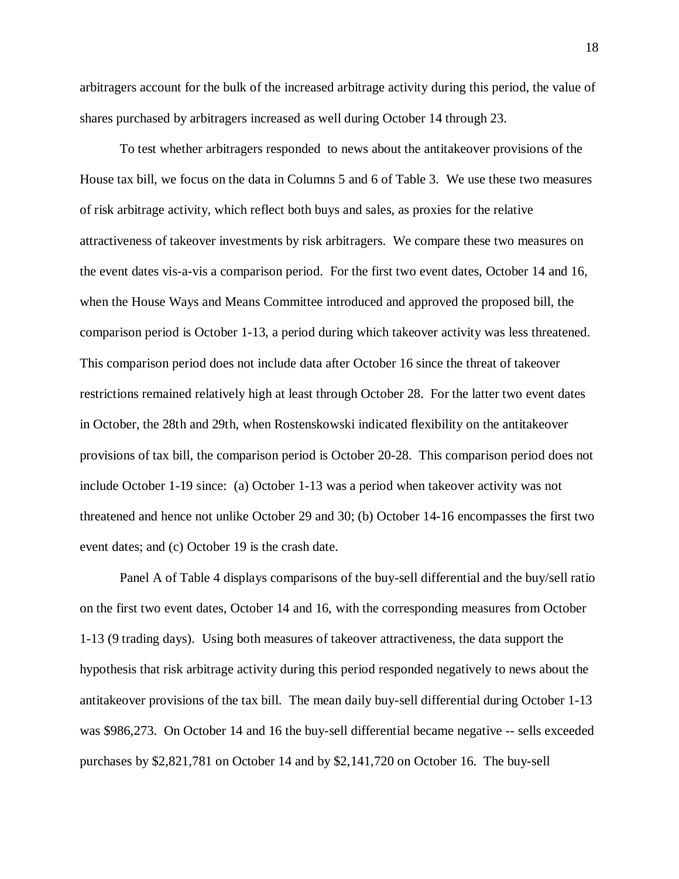arbitragers account for the bulk of the increased arbitrage activity during this period, the value of shares purchased by arbitragers increased as well during October 14 through 23.

To test whether arbitragers responded to news about the antitakeover provisions of the House tax bill, we focus on the data in Columns 5 and 6 of Table 3. We use these two measures of risk arbitrage activity, which reflect both buys and sales, as proxies for the relative attractiveness of takeover investments by risk arbitragers. We compare these two measures on the event dates vis-a-vis a comparison period. For the first two event dates, October 14 and 16, when the House Ways and Means Committee introduced and approved the proposed bill, the comparison period is October 1-13, a period during which takeover activity was less threatened. This comparison period does not include data after October 16 since the threat of takeover restrictions remained relatively high at least through October 28. For the latter two event dates in October, the 28th and 29th, when Rostenskowski indicated flexibility on the antitakeover provisions of tax bill, the comparison period is October 20-28. This comparison period does not include October 1-19 since: (a) October 1-13 was a period when takeover activity was not threatened and hence not unlike October 29 and 30; (b) October 14-16 encompasses the first two event dates; and (c) October 19 is the crash date.

Panel A of Table 4 displays comparisons of the buy-sell differential and the buy/sell ratio on the first two event dates, October 14 and 16, with the corresponding measures from October 1-13 (9 trading days). Using both measures of takeover attractiveness, the data support the hypothesis that risk arbitrage activity during this period responded negatively to news about the antitakeover provisions of the tax bill. The mean daily buy-sell differential during October 1-13 was $986,273. On October 14 and 16 the buy-sell differential became negative -- sells exceeded purchases by $2,821,781 on October 14 and by $2,141,720 on October 16. The buy-sell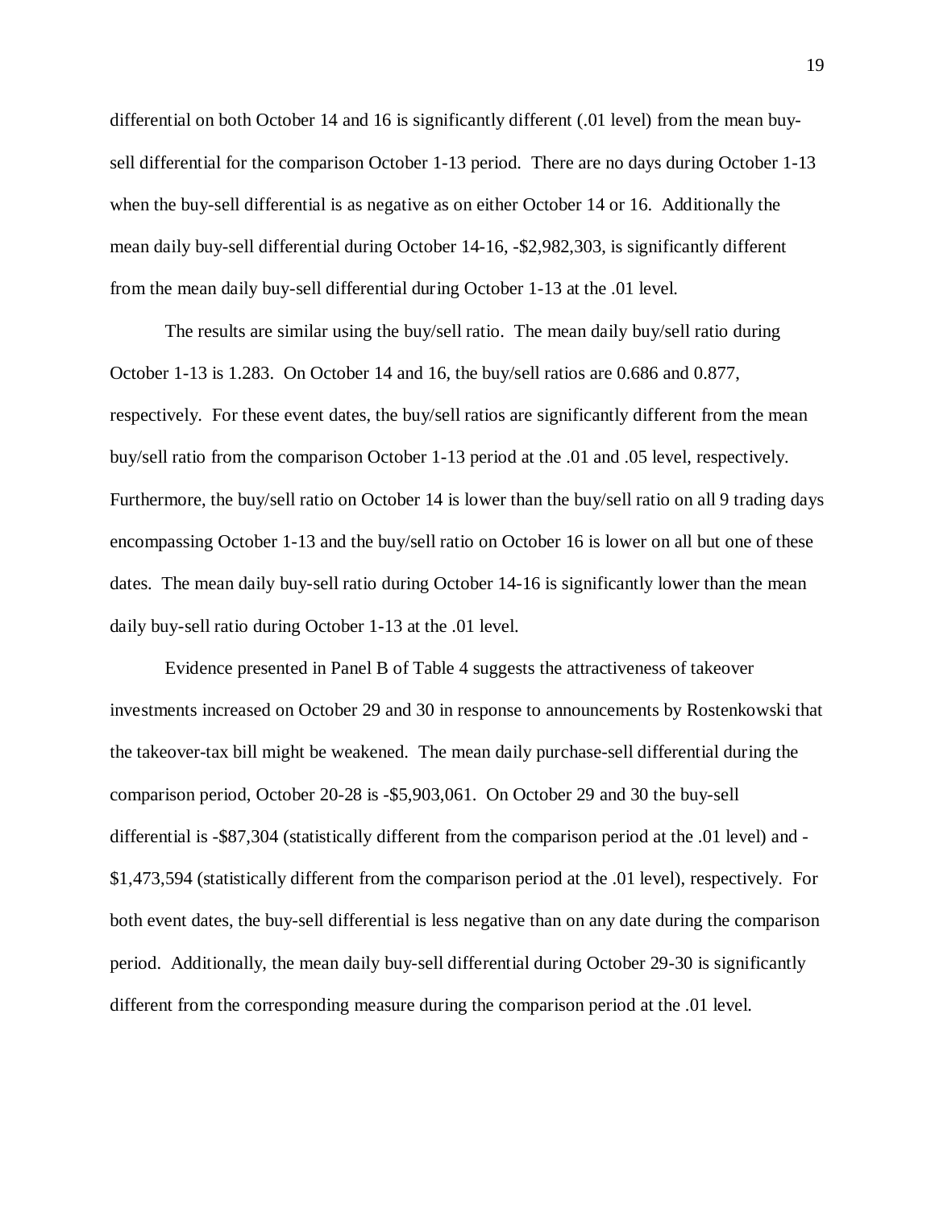differential on both October 14 and 16 is significantly different (.01 level) from the mean buy-sell differential for the comparison October 1-13 period. There are no days during October 1-13 when the buy-sell differential is as negative as on either October 14 or 16. Additionally the mean daily buy-sell differential during October 14-16, -$2,982,303, is significantly different from the mean daily buy-sell differential during October 1-13 at the .01 level.

The results are similar using the buy/sell ratio. The mean daily buy/sell ratio during October 1-13 is 1.283. On October 14 and 16, the buy/sell ratios are 0.686 and 0.877, respectively. For these event dates, the buy/sell ratios are significantly different from the mean buy/sell ratio from the comparison October 1-13 period at the .01 and .05 level, respectively. Furthermore, the buy/sell ratio on October 14 is lower than the buy/sell ratio on all 9 trading days encompassing October 1-13 and the buy/sell ratio on October 16 is lower on all but one of these dates. The mean daily buy-sell ratio during October 14-16 is significantly lower than the mean daily buy-sell ratio during October 1-13 at the .01 level.

Evidence presented in Panel B of Table 4 suggests the attractiveness of takeover investments increased on October 29 and 30 in response to announcements by Rostenkowski that the takeover-tax bill might be weakened. The mean daily purchase-sell differential during the comparison period, October 20-28 is -$5,903,061. On October 29 and 30 the buy-sell differential is -$87,304 (statistically different from the comparison period at the .01 level) and -$1,473,594 (statistically different from the comparison period at the .01 level), respectively. For both event dates, the buy-sell differential is less negative than on any date during the comparison period. Additionally, the mean daily buy-sell differential during October 29-30 is significantly different from the corresponding measure during the comparison period at the .01 level.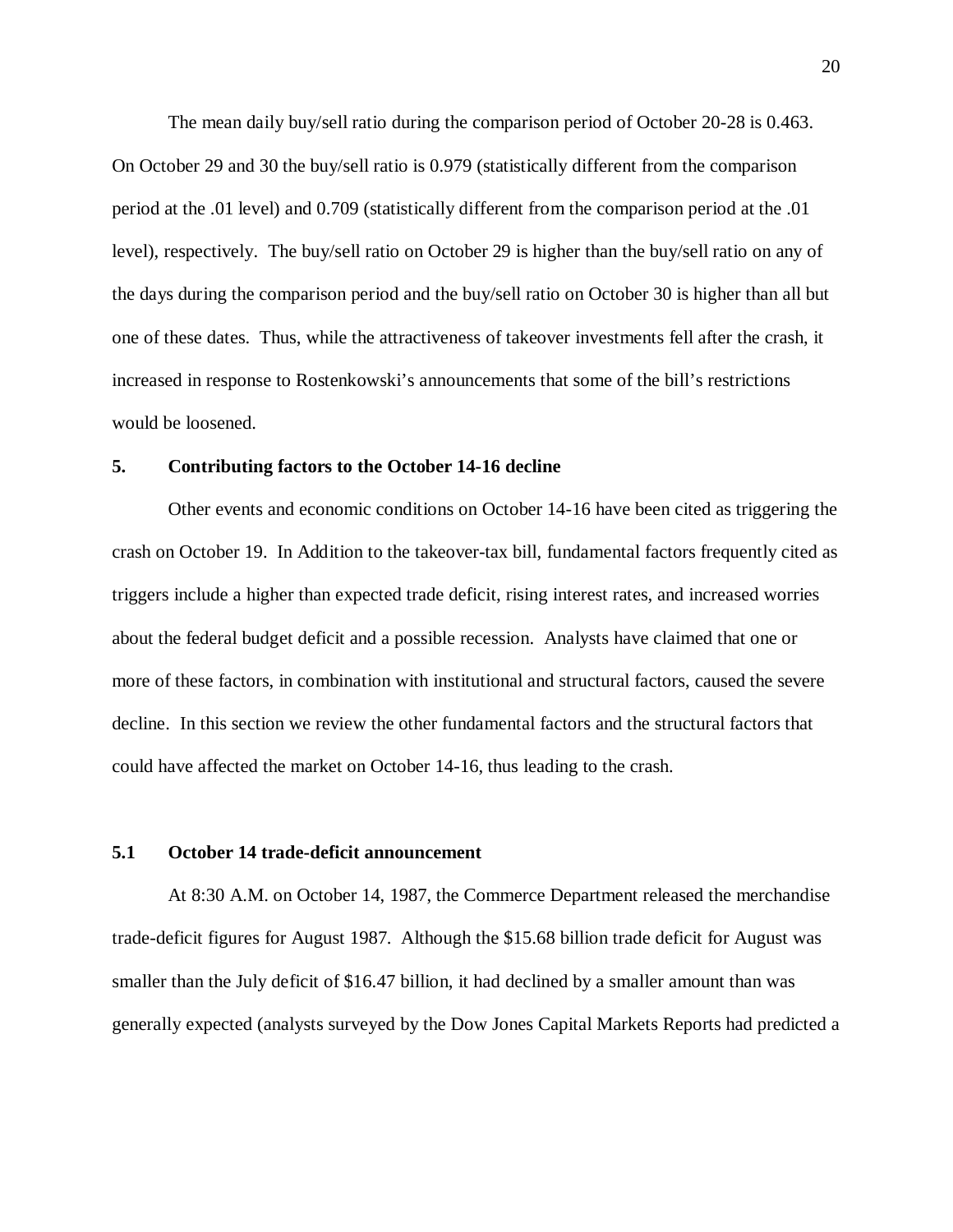The mean daily buy/sell ratio during the comparison period of October 20-28 is 0.463. On October 29 and 30 the buy/sell ratio is 0.979 (statistically different from the comparison period at the .01 level) and 0.709 (statistically different from the comparison period at the .01 level), respectively. The buy/sell ratio on October 29 is higher than the buy/sell ratio on any of the days during the comparison period and the buy/sell ratio on October 30 is higher than all but one of these dates. Thus, while the attractiveness of takeover investments fell after the crash, it increased in response to Rostenkowski's announcements that some of the bill's restrictions would be loosened.

## 5. Contributing factors to the October 14-16 decline

Other events and economic conditions on October 14-16 have been cited as triggering the crash on October 19. In Addition to the takeover-tax bill, fundamental factors frequently cited as triggers include a higher than expected trade deficit, rising interest rates, and increased worries about the federal budget deficit and a possible recession. Analysts have claimed that one or more of these factors, in combination with institutional and structural factors, caused the severe decline. In this section we review the other fundamental factors and the structural factors that could have affected the market on October 14-16, thus leading to the crash.

### 5.1 October 14 trade-deficit announcement

At 8:30 A.M. on October 14, 1987, the Commerce Department released the merchandise trade-deficit figures for August 1987. Although the $15.68 billion trade deficit for August was smaller than the July deficit of $16.47 billion, it had declined by a smaller amount than was generally expected (analysts surveyed by the Dow Jones Capital Markets Reports had predicted a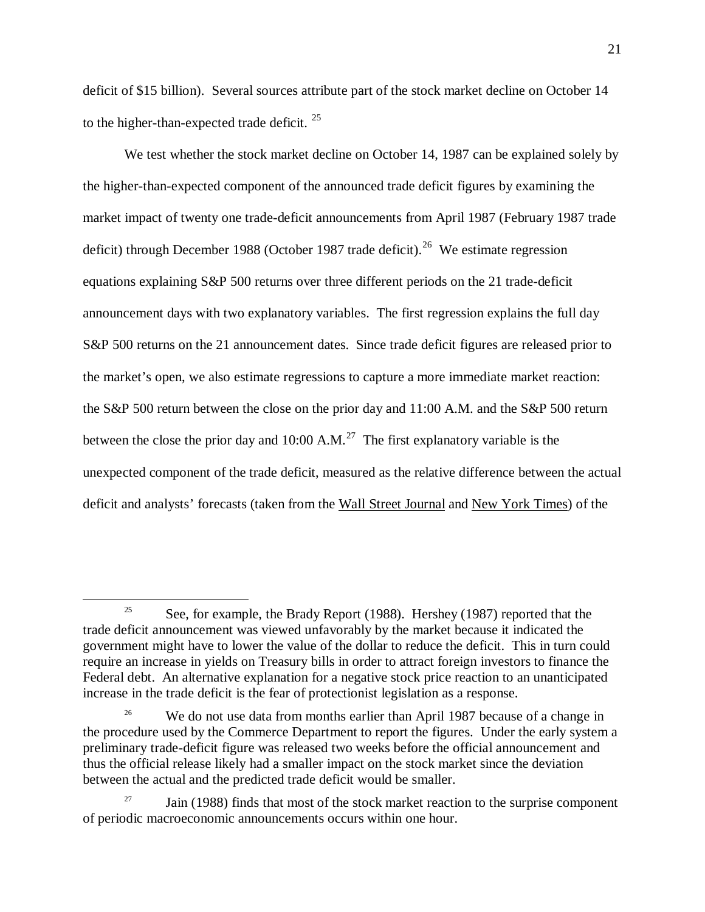deficit of \$15 billion). Several sources attribute part of the stock market decline on October 14 to the higher-than-expected trade deficit. [25]

We test whether the stock market decline on October 14, 1987 can be explained solely by the higher-than-expected component of the announced trade deficit figures by examining the market impact of twenty one trade-deficit announcements from April 1987 (February 1987 trade deficit) through December 1988 (October 1987 trade deficit).[26] We estimate regression equations explaining S&P 500 returns over three different periods on the 21 trade-deficit announcement days with two explanatory variables. The first regression explains the full day S&P 500 returns on the 21 announcement dates. Since trade deficit figures are released prior to the market's open, we also estimate regressions to capture a more immediate market reaction: the S&P 500 return between the close on the prior day and 11:00 A.M. and the S&P 500 return between the close the prior day and 10:00 A.M.[27] The first explanatory variable is the unexpected component of the trade deficit, measured as the relative difference between the actual deficit and analysts' forecasts (taken from the Wall Street Journal and New York Times) of the

---

[25] See, for example, the Brady Report (1988). Hershey (1987) reported that the trade deficit announcement was viewed unfavorably by the market because it indicated the government might have to lower the value of the dollar to reduce the deficit. This in turn could require an increase in yields on Treasury bills in order to attract foreign investors to finance the Federal debt. An alternative explanation for a negative stock price reaction to an unanticipated increase in the trade deficit is the fear of protectionist legislation as a response.

[26] We do not use data from months earlier than April 1987 because of a change in the procedure used by the Commerce Department to report the figures. Under the early system a preliminary trade-deficit figure was released two weeks before the official announcement and thus the official release likely had a smaller impact on the stock market since the deviation between the actual and the predicted trade deficit would be smaller.

[27] Jain (1988) finds that most of the stock market reaction to the surprise component of periodic macroeconomic announcements occurs within one hour.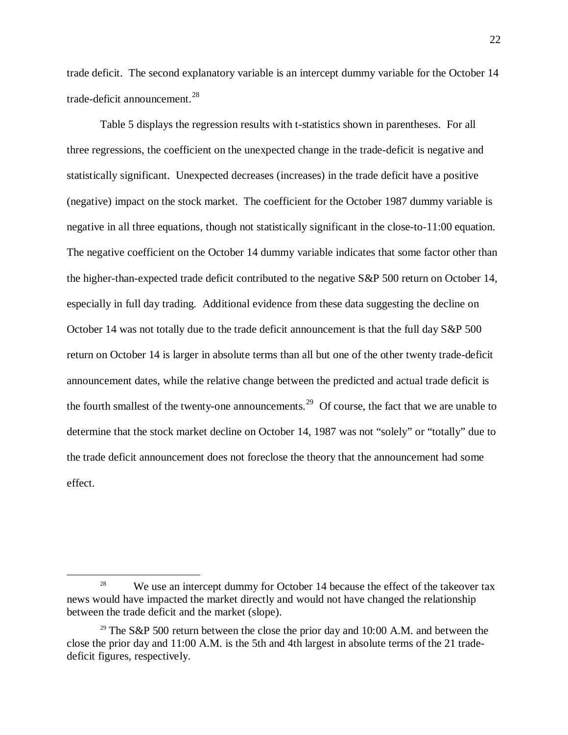trade deficit. The second explanatory variable is an intercept dummy variable for the October 14 trade-deficit announcement.[28]

Table 5 displays the regression results with t-statistics shown in parentheses. For all three regressions, the coefficient on the unexpected change in the trade-deficit is negative and statistically significant. Unexpected decreases (increases) in the trade deficit have a positive (negative) impact on the stock market. The coefficient for the October 1987 dummy variable is negative in all three equations, though not statistically significant in the close-to-11:00 equation. The negative coefficient on the October 14 dummy variable indicates that some factor other than the higher-than-expected trade deficit contributed to the negative S&P 500 return on October 14, especially in full day trading. Additional evidence from these data suggesting the decline on October 14 was not totally due to the trade deficit announcement is that the full day S&P 500 return on October 14 is larger in absolute terms than all but one of the other twenty trade-deficit announcement dates, while the relative change between the predicted and actual trade deficit is the fourth smallest of the twenty-one announcements.[29] Of course, the fact that we are unable to determine that the stock market decline on October 14, 1987 was not "solely" or "totally" due to the trade deficit announcement does not foreclose the theory that the announcement had some effect.

---

[28] We use an intercept dummy for October 14 because the effect of the takeover tax news would have impacted the market directly and would not have changed the relationship between the trade deficit and the market (slope).

[29] The S&P 500 return between the close the prior day and 10:00 A.M. and between the close the prior day and 11:00 A.M. is the 5th and 4th largest in absolute terms of the 21 trade-deficit figures, respectively.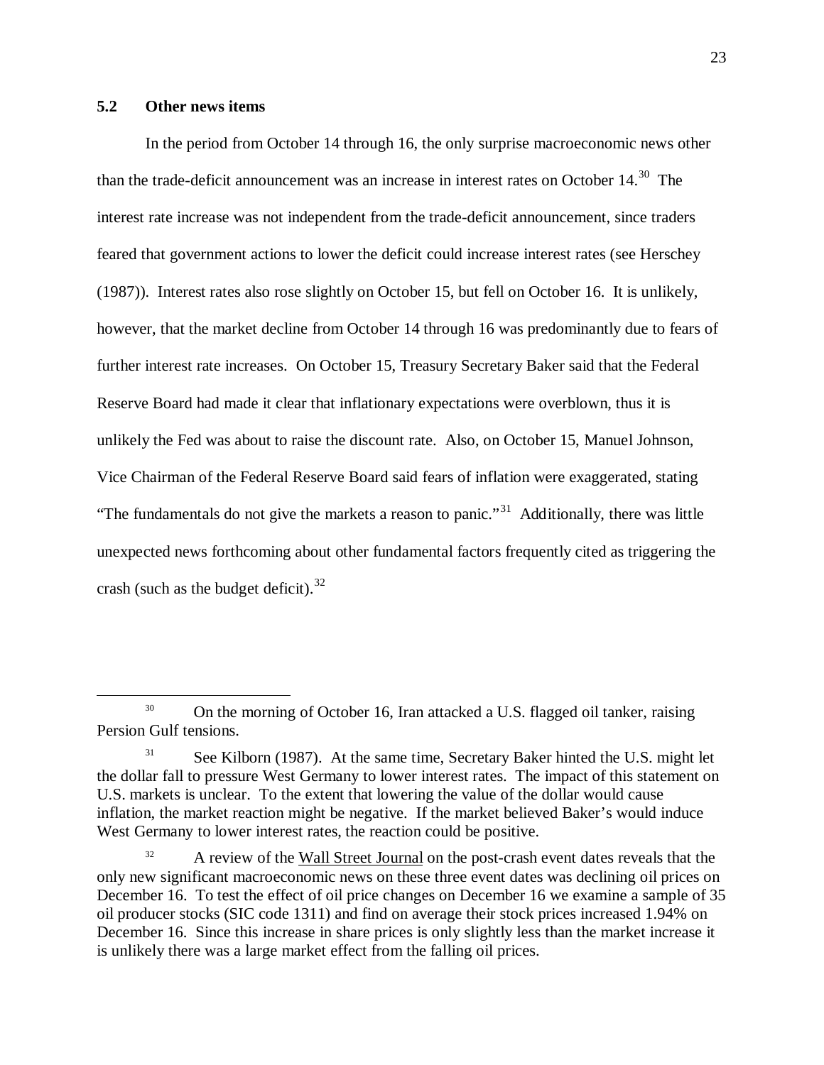## 5.2 Other news items

In the period from October 14 through 16, the only surprise macroeconomic news other than the trade-deficit announcement was an increase in interest rates on October 14.[30] The interest rate increase was not independent from the trade-deficit announcement, since traders feared that government actions to lower the deficit could increase interest rates (see Herschey (1987)). Interest rates also rose slightly on October 15, but fell on October 16. It is unlikely, however, that the market decline from October 14 through 16 was predominantly due to fears of further interest rate increases. On October 15, Treasury Secretary Baker said that the Federal Reserve Board had made it clear that inflationary expectations were overblown, thus it is unlikely the Fed was about to raise the discount rate. Also, on October 15, Manuel Johnson, Vice Chairman of the Federal Reserve Board said fears of inflation were exaggerated, stating "The fundamentals do not give the markets a reason to panic."[31] Additionally, there was little unexpected news forthcoming about other fundamental factors frequently cited as triggering the crash (such as the budget deficit).[32]

---

[30] On the morning of October 16, Iran attacked a U.S. flagged oil tanker, raising Persion Gulf tensions.

[31] See Kilborn (1987). At the same time, Secretary Baker hinted the U.S. might let the dollar fall to pressure West Germany to lower interest rates. The impact of this statement on U.S. markets is unclear. To the extent that lowering the value of the dollar would cause inflation, the market reaction might be negative. If the market believed Baker's would induce West Germany to lower interest rates, the reaction could be positive.

[32] A review of the Wall Street Journal on the post-crash event dates reveals that the only new significant macroeconomic news on these three event dates was declining oil prices on December 16. To test the effect of oil price changes on December 16 we examine a sample of 35 oil producer stocks (SIC code 1311) and find on average their stock prices increased 1.94% on December 16. Since this increase in share prices is only slightly less than the market increase it is unlikely there was a large market effect from the falling oil prices.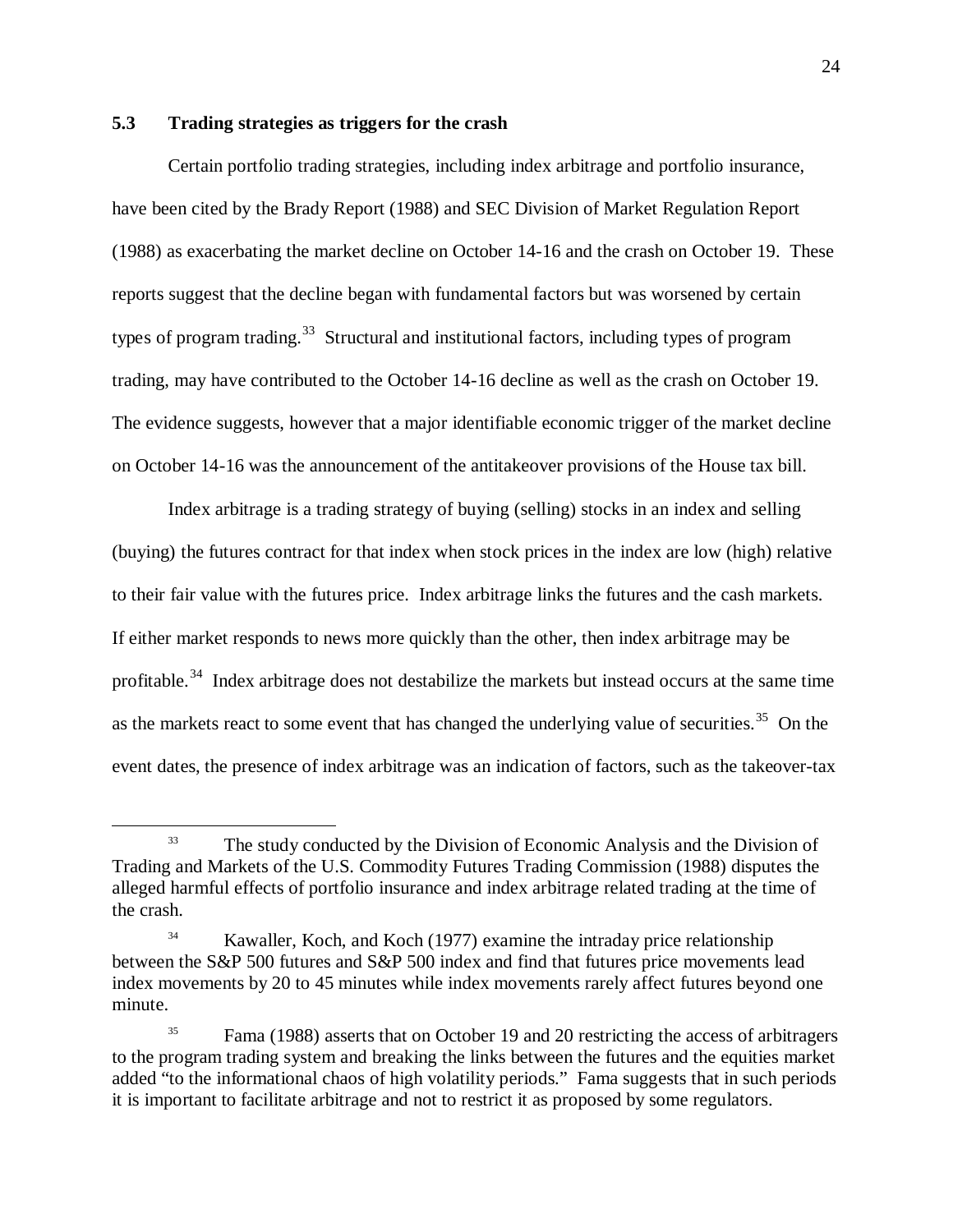### 5.3 Trading strategies as triggers for the crash

Certain portfolio trading strategies, including index arbitrage and portfolio insurance, have been cited by the Brady Report (1988) and SEC Division of Market Regulation Report (1988) as exacerbating the market decline on October 14-16 and the crash on October 19. These reports suggest that the decline began with fundamental factors but was worsened by certain types of program trading.[33] Structural and institutional factors, including types of program trading, may have contributed to the October 14-16 decline as well as the crash on October 19. The evidence suggests, however that a major identifiable economic trigger of the market decline on October 14-16 was the announcement of the antitakeover provisions of the House tax bill.

Index arbitrage is a trading strategy of buying (selling) stocks in an index and selling (buying) the futures contract for that index when stock prices in the index are low (high) relative to their fair value with the futures price. Index arbitrage links the futures and the cash markets. If either market responds to news more quickly than the other, then index arbitrage may be profitable.[34] Index arbitrage does not destabilize the markets but instead occurs at the same time as the markets react to some event that has changed the underlying value of securities.[35] On the event dates, the presence of index arbitrage was an indication of factors, such as the takeover-tax

---

[33] The study conducted by the Division of Economic Analysis and the Division of Trading and Markets of the U.S. Commodity Futures Trading Commission (1988) disputes the alleged harmful effects of portfolio insurance and index arbitrage related trading at the time of the crash.

[34] Kawaller, Koch, and Koch (1977) examine the intraday price relationship between the S&P 500 futures and S&P 500 index and find that futures price movements lead index movements by 20 to 45 minutes while index movements rarely affect futures beyond one minute.

[35] Fama (1988) asserts that on October 19 and 20 restricting the access of arbitragers to the program trading system and breaking the links between the futures and the equities market added "to the informational chaos of high volatility periods." Fama suggests that in such periods it is important to facilitate arbitrage and not to restrict it as proposed by some regulators.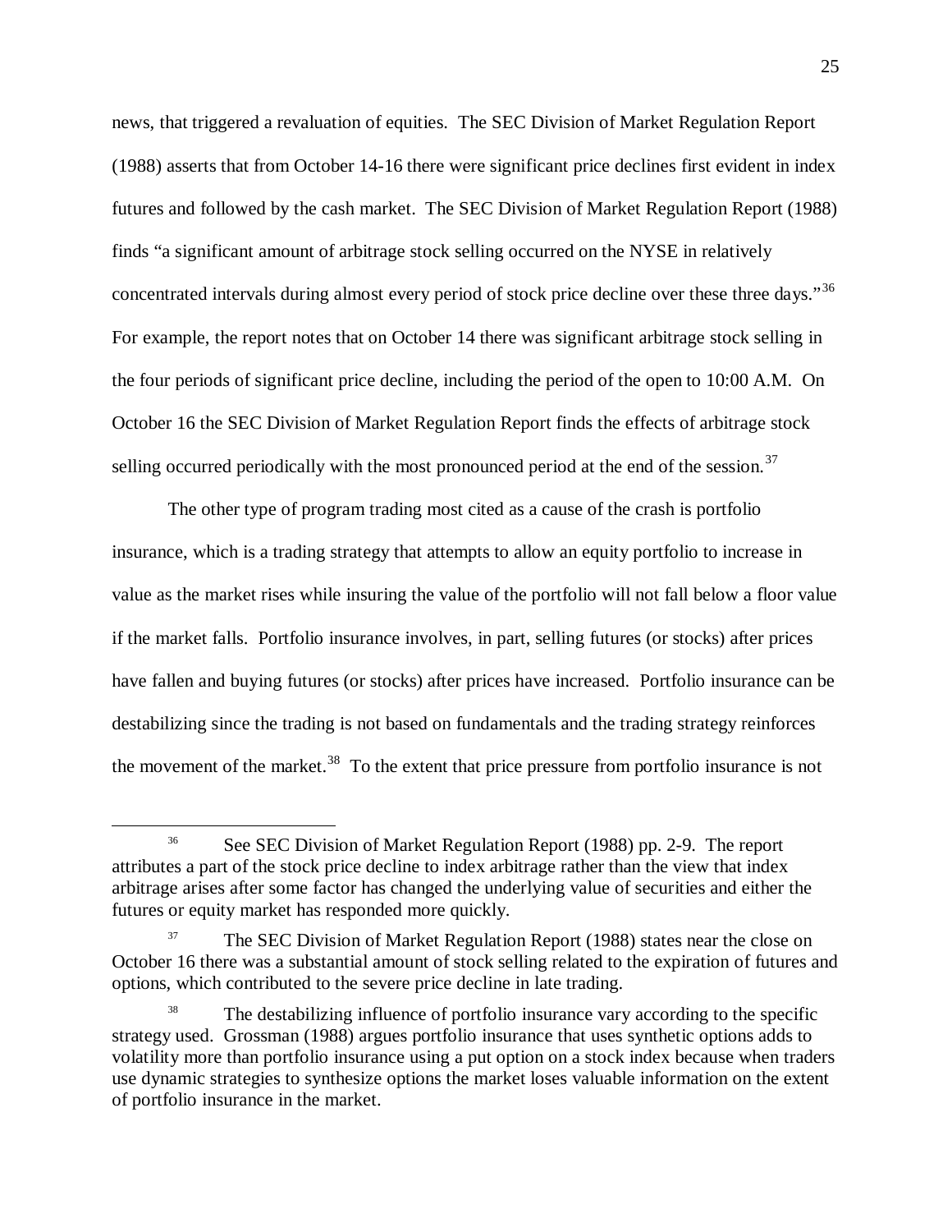news, that triggered a revaluation of equities. The SEC Division of Market Regulation Report (1988) asserts that from October 14-16 there were significant price declines first evident in index futures and followed by the cash market. The SEC Division of Market Regulation Report (1988) finds "a significant amount of arbitrage stock selling occurred on the NYSE in relatively concentrated intervals during almost every period of stock price decline over these three days."[36] For example, the report notes that on October 14 there was significant arbitrage stock selling in the four periods of significant price decline, including the period of the open to 10:00 A.M. On October 16 the SEC Division of Market Regulation Report finds the effects of arbitrage stock selling occurred periodically with the most pronounced period at the end of the session.[37]

The other type of program trading most cited as a cause of the crash is portfolio insurance, which is a trading strategy that attempts to allow an equity portfolio to increase in value as the market rises while insuring the value of the portfolio will not fall below a floor value if the market falls. Portfolio insurance involves, in part, selling futures (or stocks) after prices have fallen and buying futures (or stocks) after prices have increased. Portfolio insurance can be destabilizing since the trading is not based on fundamentals and the trading strategy reinforces the movement of the market.[38] To the extent that price pressure from portfolio insurance is not

---

[36] See SEC Division of Market Regulation Report (1988) pp. 2-9. The report attributes a part of the stock price decline to index arbitrage rather than the view that index arbitrage arises after some factor has changed the underlying value of securities and either the futures or equity market has responded more quickly.

[37] The SEC Division of Market Regulation Report (1988) states near the close on October 16 there was a substantial amount of stock selling related to the expiration of futures and options, which contributed to the severe price decline in late trading.

[38] The destabilizing influence of portfolio insurance vary according to the specific strategy used. Grossman (1988) argues portfolio insurance that uses synthetic options adds to volatility more than portfolio insurance using a put option on a stock index because when traders use dynamic strategies to synthesize options the market loses valuable information on the extent of portfolio insurance in the market.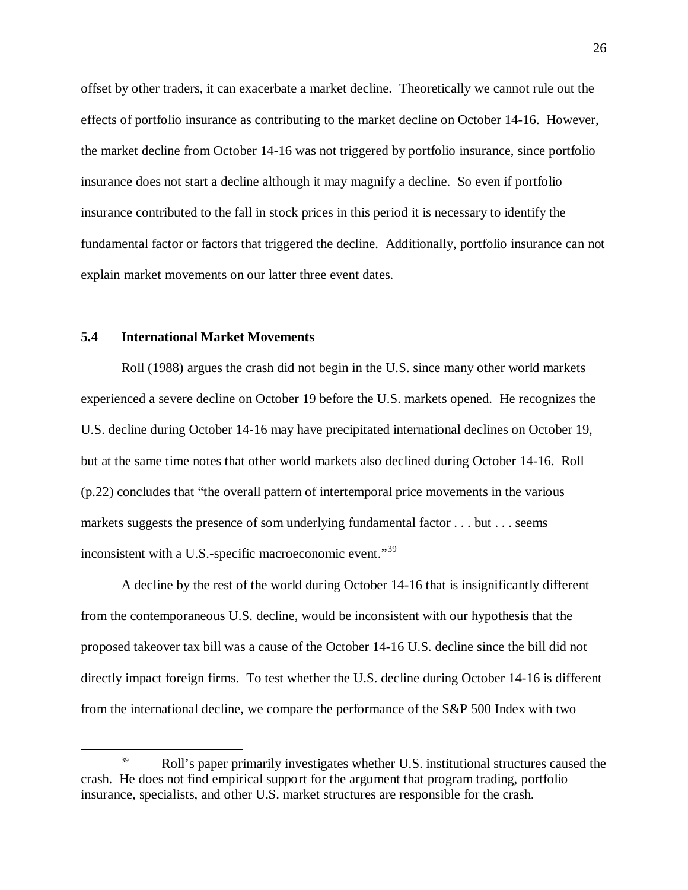offset by other traders, it can exacerbate a market decline. Theoretically we cannot rule out the effects of portfolio insurance as contributing to the market decline on October 14-16. However, the market decline from October 14-16 was not triggered by portfolio insurance, since portfolio insurance does not start a decline although it may magnify a decline. So even if portfolio insurance contributed to the fall in stock prices in this period it is necessary to identify the fundamental factor or factors that triggered the decline. Additionally, portfolio insurance can not explain market movements on our latter three event dates.

### 5.4 International Market Movements

Roll (1988) argues the crash did not begin in the U.S. since many other world markets experienced a severe decline on October 19 before the U.S. markets opened. He recognizes the U.S. decline during October 14-16 may have precipitated international declines on October 19, but at the same time notes that other world markets also declined during October 14-16. Roll (p.22) concludes that "the overall pattern of intertemporal price movements in the various markets suggests the presence of som underlying fundamental factor . . . but . . . seems inconsistent with a U.S.-specific macroeconomic event."[39]

A decline by the rest of the world during October 14-16 that is insignificantly different from the contemporaneous U.S. decline, would be inconsistent with our hypothesis that the proposed takeover tax bill was a cause of the October 14-16 U.S. decline since the bill did not directly impact foreign firms. To test whether the U.S. decline during October 14-16 is different from the international decline, we compare the performance of the S&P 500 Index with two

---

[39] Roll's paper primarily investigates whether U.S. institutional structures caused the crash. He does not find empirical support for the argument that program trading, portfolio insurance, specialists, and other U.S. market structures are responsible for the crash.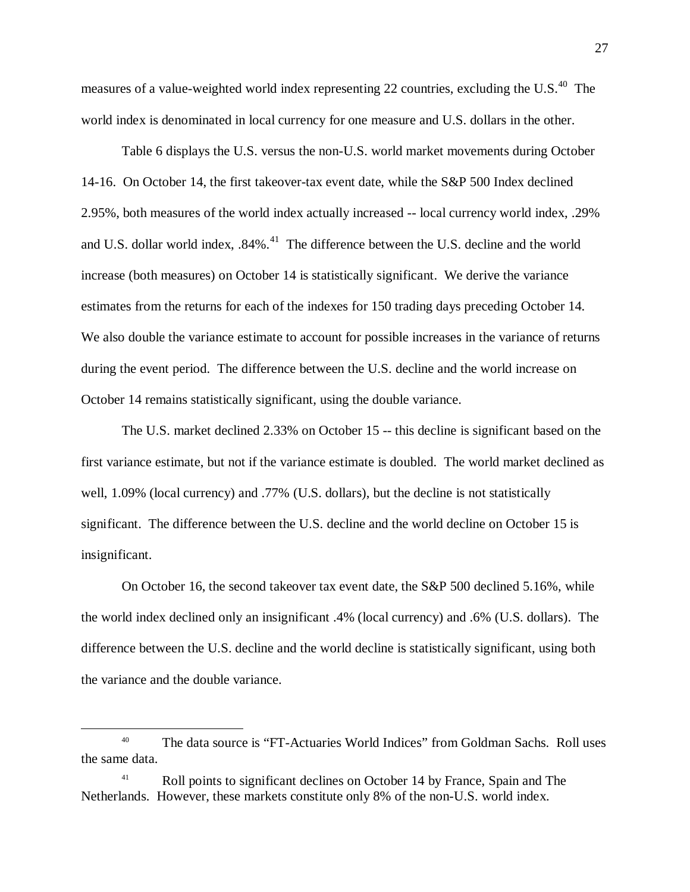measures of a value-weighted world index representing 22 countries, excluding the U.S.[40] The world index is denominated in local currency for one measure and U.S. dollars in the other.

Table 6 displays the U.S. versus the non-U.S. world market movements during October 14-16. On October 14, the first takeover-tax event date, while the S&P 500 Index declined 2.95%, both measures of the world index actually increased -- local currency world index, .29% and U.S. dollar world index, .84%.[41] The difference between the U.S. decline and the world increase (both measures) on October 14 is statistically significant. We derive the variance estimates from the returns for each of the indexes for 150 trading days preceding October 14. We also double the variance estimate to account for possible increases in the variance of returns during the event period. The difference between the U.S. decline and the world increase on October 14 remains statistically significant, using the double variance.

The U.S. market declined 2.33% on October 15 -- this decline is significant based on the first variance estimate, but not if the variance estimate is doubled. The world market declined as well, 1.09% (local currency) and .77% (U.S. dollars), but the decline is not statistically significant. The difference between the U.S. decline and the world decline on October 15 is insignificant.

On October 16, the second takeover tax event date, the S&P 500 declined 5.16%, while the world index declined only an insignificant .4% (local currency) and .6% (U.S. dollars). The difference between the U.S. decline and the world decline is statistically significant, using both the variance and the double variance.

---

[40] The data source is "FT-Actuaries World Indices" from Goldman Sachs. Roll uses the same data.

[41] Roll points to significant declines on October 14 by France, Spain and The Netherlands. However, these markets constitute only 8% of the non-U.S. world index.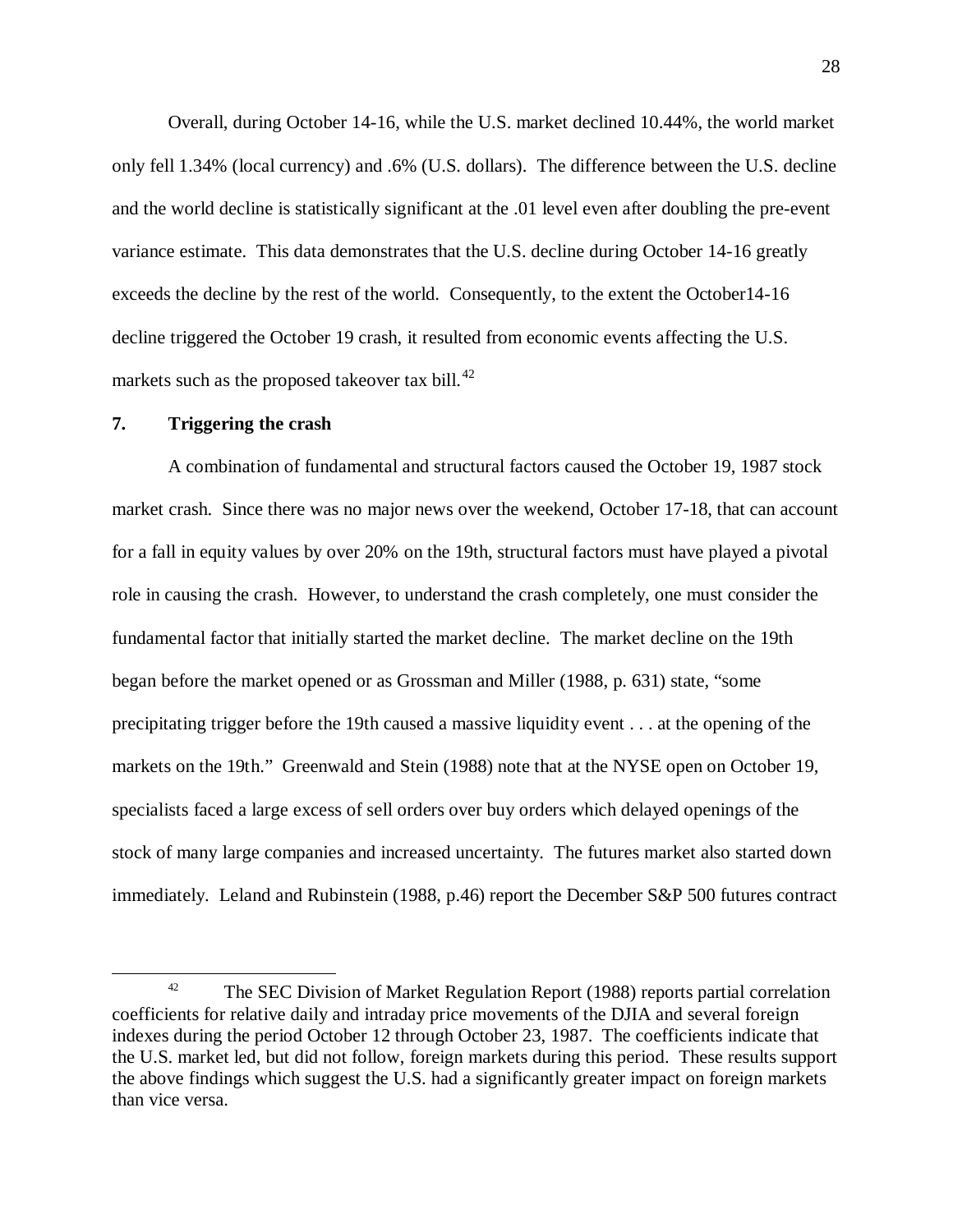Overall, during October 14-16, while the U.S. market declined 10.44%, the world market only fell 1.34% (local currency) and .6% (U.S. dollars). The difference between the U.S. decline and the world decline is statistically significant at the .01 level even after doubling the pre-event variance estimate. This data demonstrates that the U.S. decline during October 14-16 greatly exceeds the decline by the rest of the world. Consequently, to the extent the October14-16 decline triggered the October 19 crash, it resulted from economic events affecting the U.S. markets such as the proposed takeover tax bill.[42]

## 7. Triggering the crash

A combination of fundamental and structural factors caused the October 19, 1987 stock market crash. Since there was no major news over the weekend, October 17-18, that can account for a fall in equity values by over 20% on the 19th, structural factors must have played a pivotal role in causing the crash. However, to understand the crash completely, one must consider the fundamental factor that initially started the market decline. The market decline on the 19th began before the market opened or as Grossman and Miller (1988, p. 631) state, "some precipitating trigger before the 19th caused a massive liquidity event . . . at the opening of the markets on the 19th." Greenwald and Stein (1988) note that at the NYSE open on October 19, specialists faced a large excess of sell orders over buy orders which delayed openings of the stock of many large companies and increased uncertainty. The futures market also started down immediately. Leland and Rubinstein (1988, p.46) report the December S&P 500 futures contract

---

[42] The SEC Division of Market Regulation Report (1988) reports partial correlation coefficients for relative daily and intraday price movements of the DJIA and several foreign indexes during the period October 12 through October 23, 1987. The coefficients indicate that the U.S. market led, but did not follow, foreign markets during this period. These results support the above findings which suggest the U.S. had a significantly greater impact on foreign markets than vice versa.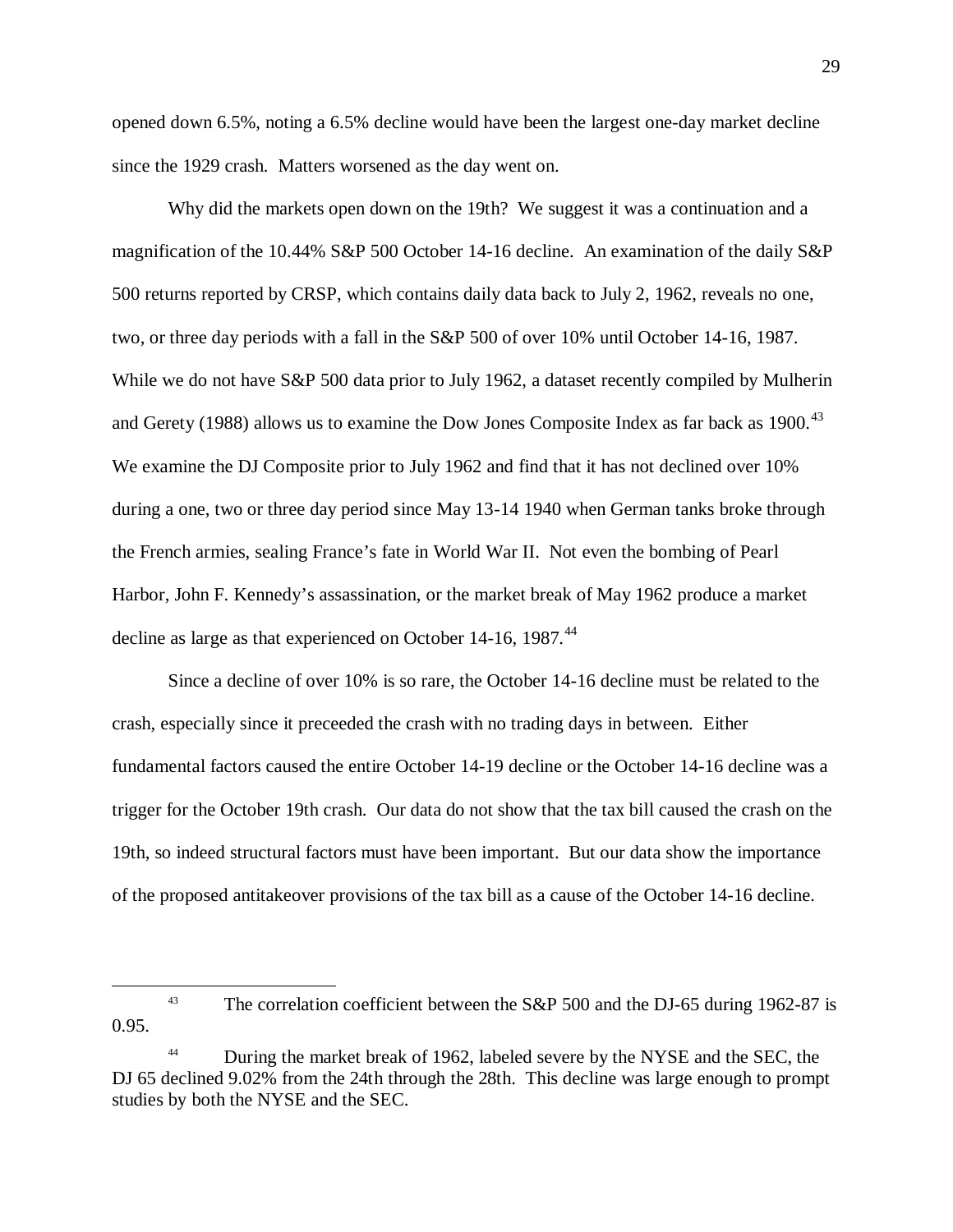opened down 6.5%, noting a 6.5% decline would have been the largest one-day market decline since the 1929 crash. Matters worsened as the day went on.

Why did the markets open down on the 19th? We suggest it was a continuation and a magnification of the 10.44% S&P 500 October 14-16 decline. An examination of the daily S&P 500 returns reported by CRSP, which contains daily data back to July 2, 1962, reveals no one, two, or three day periods with a fall in the S&P 500 of over 10% until October 14-16, 1987. While we do not have S&P 500 data prior to July 1962, a dataset recently compiled by Mulherin and Gerety (1988) allows us to examine the Dow Jones Composite Index as far back as 1900.[43] We examine the DJ Composite prior to July 1962 and find that it has not declined over 10% during a one, two or three day period since May 13-14 1940 when German tanks broke through the French armies, sealing France's fate in World War II. Not even the bombing of Pearl Harbor, John F. Kennedy's assassination, or the market break of May 1962 produce a market decline as large as that experienced on October 14-16, 1987.[44]

Since a decline of over 10% is so rare, the October 14-16 decline must be related to the crash, especially since it preceeded the crash with no trading days in between. Either fundamental factors caused the entire October 14-19 decline or the October 14-16 decline was a trigger for the October 19th crash. Our data do not show that the tax bill caused the crash on the 19th, so indeed structural factors must have been important. But our data show the importance of the proposed antitakeover provisions of the tax bill as a cause of the October 14-16 decline.

---

[43] The correlation coefficient between the S&P 500 and the DJ-65 during 1962-87 is 0.95.

[44] During the market break of 1962, labeled severe by the NYSE and the SEC, the DJ 65 declined 9.02% from the 24th through the 28th. This decline was large enough to prompt studies by both the NYSE and the SEC.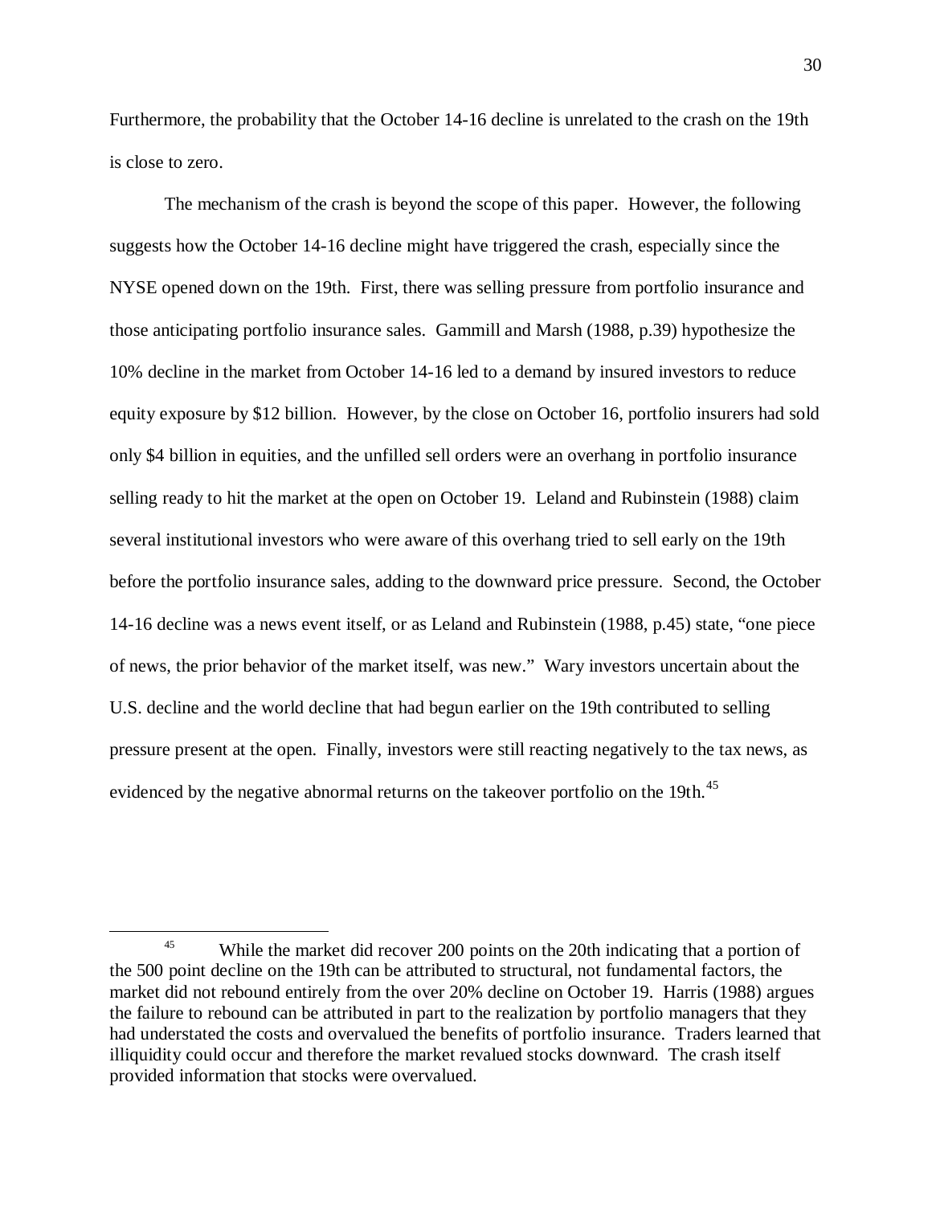Furthermore, the probability that the October 14-16 decline is unrelated to the crash on the 19th is close to zero.

The mechanism of the crash is beyond the scope of this paper. However, the following suggests how the October 14-16 decline might have triggered the crash, especially since the NYSE opened down on the 19th. First, there was selling pressure from portfolio insurance and those anticipating portfolio insurance sales. Gammill and Marsh (1988, p.39) hypothesize the 10% decline in the market from October 14-16 led to a demand by insured investors to reduce equity exposure by $12 billion. However, by the close on October 16, portfolio insurers had sold only $4 billion in equities, and the unfilled sell orders were an overhang in portfolio insurance selling ready to hit the market at the open on October 19. Leland and Rubinstein (1988) claim several institutional investors who were aware of this overhang tried to sell early on the 19th before the portfolio insurance sales, adding to the downward price pressure. Second, the October 14-16 decline was a news event itself, or as Leland and Rubinstein (1988, p.45) state, "one piece of news, the prior behavior of the market itself, was new." Wary investors uncertain about the U.S. decline and the world decline that had begun earlier on the 19th contributed to selling pressure present at the open. Finally, investors were still reacting negatively to the tax news, as evidenced by the negative abnormal returns on the takeover portfolio on the 19th.[45]

---

[45] While the market did recover 200 points on the 20th indicating that a portion of the 500 point decline on the 19th can be attributed to structural, not fundamental factors, the market did not rebound entirely from the over 20% decline on October 19. Harris (1988) argues the failure to rebound can be attributed in part to the realization by portfolio managers that they had understated the costs and overvalued the benefits of portfolio insurance. Traders learned that illiquidity could occur and therefore the market revalued stocks downward. The crash itself provided information that stocks were overvalued.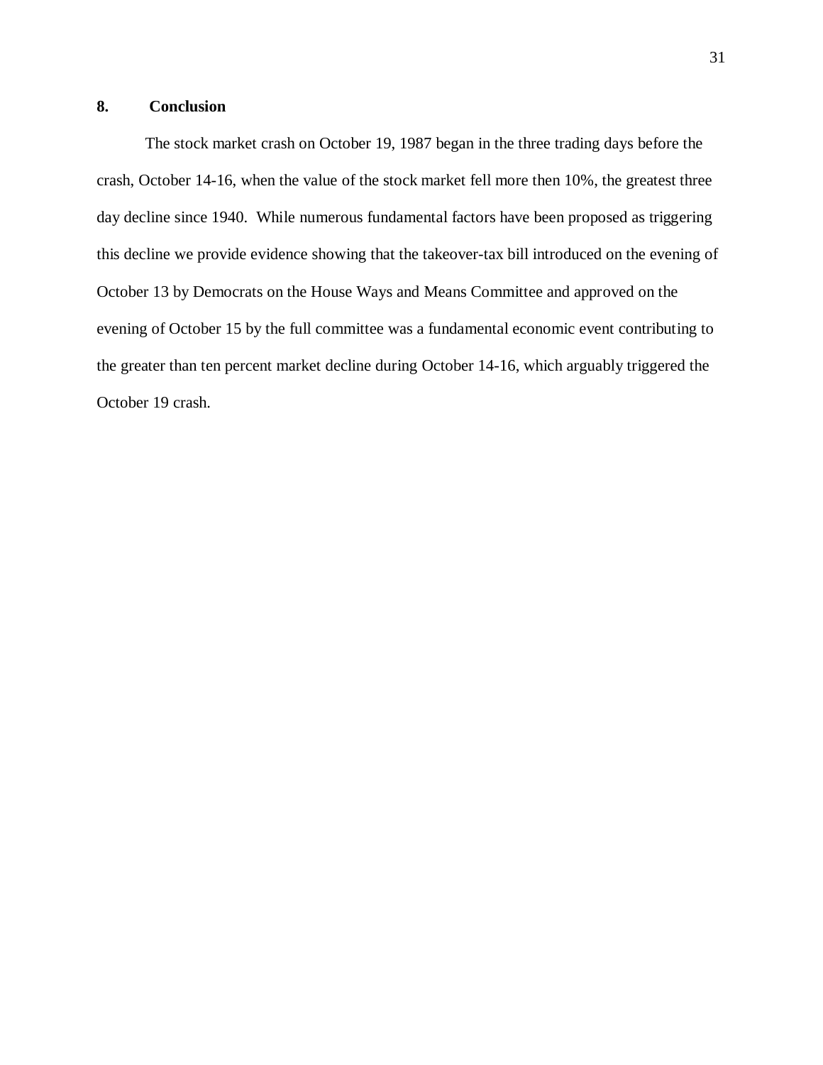## 8. Conclusion

The stock market crash on October 19, 1987 began in the three trading days before the crash, October 14-16, when the value of the stock market fell more then 10%, the greatest three day decline since 1940. While numerous fundamental factors have been proposed as triggering this decline we provide evidence showing that the takeover-tax bill introduced on the evening of October 13 by Democrats on the House Ways and Means Committee and approved on the evening of October 15 by the full committee was a fundamental economic event contributing to the greater than ten percent market decline during October 14-16, which arguably triggered the October 19 crash.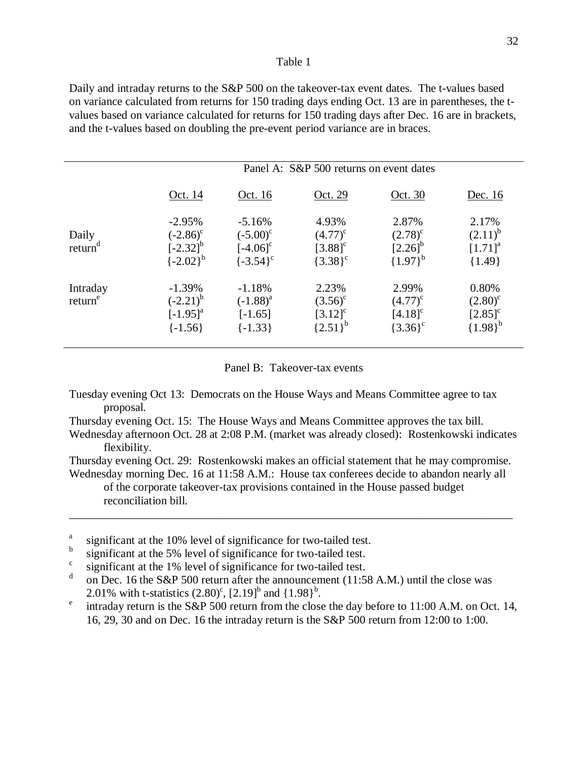Table 1

Daily and intraday returns to the S&P 500 on the takeover-tax event dates. The t-values based on variance calculated from returns for 150 trading days ending Oct. 13 are in parentheses, the t-values based on variance calculated for returns for 150 trading days after Dec. 16 are in brackets, and the t-values based on doubling the pre-event period variance are in braces.

| Panel A: S&P 500 returns on event dates | | | | | |
|---|---|---|---|---|---|
| | Oct. 14 | Oct. 16 | Oct. 29 | Oct. 30 | Dec. 16 |
| Daily return[d] | -2.95% | -5.16% | 4.93% | 2.87% | 2.17% |
| | (-2.86)[c] | (-5.00)[c] | (4.77)[c] | (2.78)[c] | (2.11)[b] |
| | [-2.32][b] | [-4.06][c] | [3.88][c] | [2.26][b] | [1.71][a] |
| | {-2.02}[b] | {-3.54}[c] | {3.38}[c] | {1.97}[b] | {1.49} |
| Intraday return[e] | -1.39% | -1.18% | 2.23% | 2.99% | 0.80% |
| | (-2.21)[b] | (-1.88)[a] | (3.56)[c] | (4.77)[c] | (2.80)[c] |
| | [-1.95][a] | [-1.65] | [3.12][c] | [4.18][c] | [2.85][c] |
| | {-1.56} | {-1.33} | {2.51}[b] | {3.36}[c] | {1.98}[b] |

Panel B: Takeover-tax events

Tuesday evening Oct 13: Democrats on the House Ways and Means Committee agree to tax proposal.

Thursday evening Oct. 15: The House Ways and Means Committee approves the tax bill.

Wednesday afternoon Oct. 28 at 2:08 P.M. (market was already closed): Rostenkowski indicates flexibility.

Thursday evening Oct. 29: Rostenkowski makes an official statement that he may compromise.

Wednesday morning Dec. 16 at 11:58 A.M.: House tax conferees decide to abandon nearly all of the corporate takeover-tax provisions contained in the House passed budget reconciliation bill.

---

[a] significant at the 10% level of significance for two-tailed test.

[b] significant at the 5% level of significance for two-tailed test.

[c] significant at the 1% level of significance for two-tailed test.

[d] on Dec. 16 the S&P 500 return after the announcement (11:58 A.M.) until the close was 2.01% with t-statistics (2.80)[c], [2.19][b] and {1.98}[b].

[e] intraday return is the S&P 500 return from the close the day before to 11:00 A.M. on Oct. 14, 16, 29, 30 and on Dec. 16 the intraday return is the S&P 500 return from 12:00 to 1:00.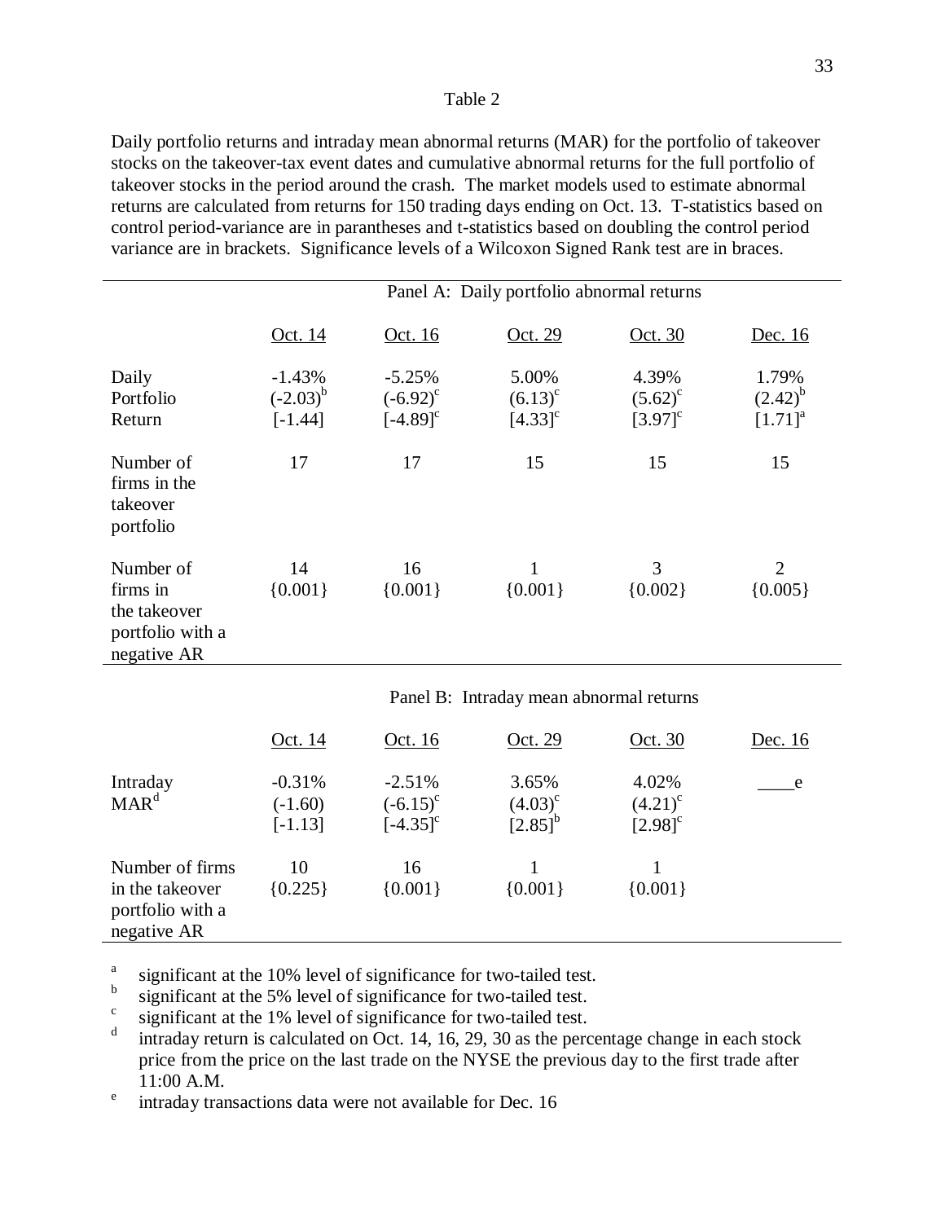Table 2

Daily portfolio returns and intraday mean abnormal returns (MAR) for the portfolio of takeover stocks on the takeover-tax event dates and cumulative abnormal returns for the full portfolio of takeover stocks in the period around the crash. The market models used to estimate abnormal returns are calculated from returns for 150 trading days ending on Oct. 13. T-statistics based on control period-variance are in parantheses and t-statistics based on doubling the control period variance are in brackets. Significance levels of a Wilcoxon Signed Rank test are in braces.

| | Panel A: Daily portfolio abnormal returns | | | | |
|---|---|---|---|---|---|
| | Oct. 14 | Oct. 16 | Oct. 29 | Oct. 30 | Dec. 16 |
| Daily Portfolio Return | -1.43% (-2.03)[b] [-1.44] | -5.25% (-6.92)[c] [-4.89][c] | 5.00% (6.13)[c] [4.33][c] | 4.39% (5.62)[c] [3.97][c] | 1.79% (2.42)[b] [1.71][a] |
| Number of firms in the takeover portfolio | 17 | 17 | 15 | 15 | 15 |
| Number of firms in the takeover portfolio with a negative AR | 14 {0.001} | 16 {0.001} | 1 {0.001} | 3 {0.002} | 2 {0.005} |

| | Panel B: Intraday mean abnormal returns | | | | |
|---|---|---|---|---|---|
| | Oct. 14 | Oct. 16 | Oct. 29 | Oct. 30 | Dec. 16 |
| Intraday MAR[d] | -0.31% (-1.60) [-1.13] | -2.51% (-6.15)[c] [-4.35][c] | 3.65% (4.03)[c] [2.85][b] | 4.02% (4.21)[c] [2.98][c] | ____e |
| Number of firms in the takeover portfolio with a negative AR | 10 {0.225} | 16 {0.001} | 1 {0.001} | 1 {0.001} | |

[a] significant at the 10% level of significance for two-tailed test.
[b] significant at the 5% level of significance for two-tailed test.
[c] significant at the 1% level of significance for two-tailed test.
[d] intraday return is calculated on Oct. 14, 16, 29, 30 as the percentage change in each stock price from the price on the last trade on the NYSE the previous day to the first trade after 11:00 A.M.
[e] intraday transactions data were not available for Dec. 16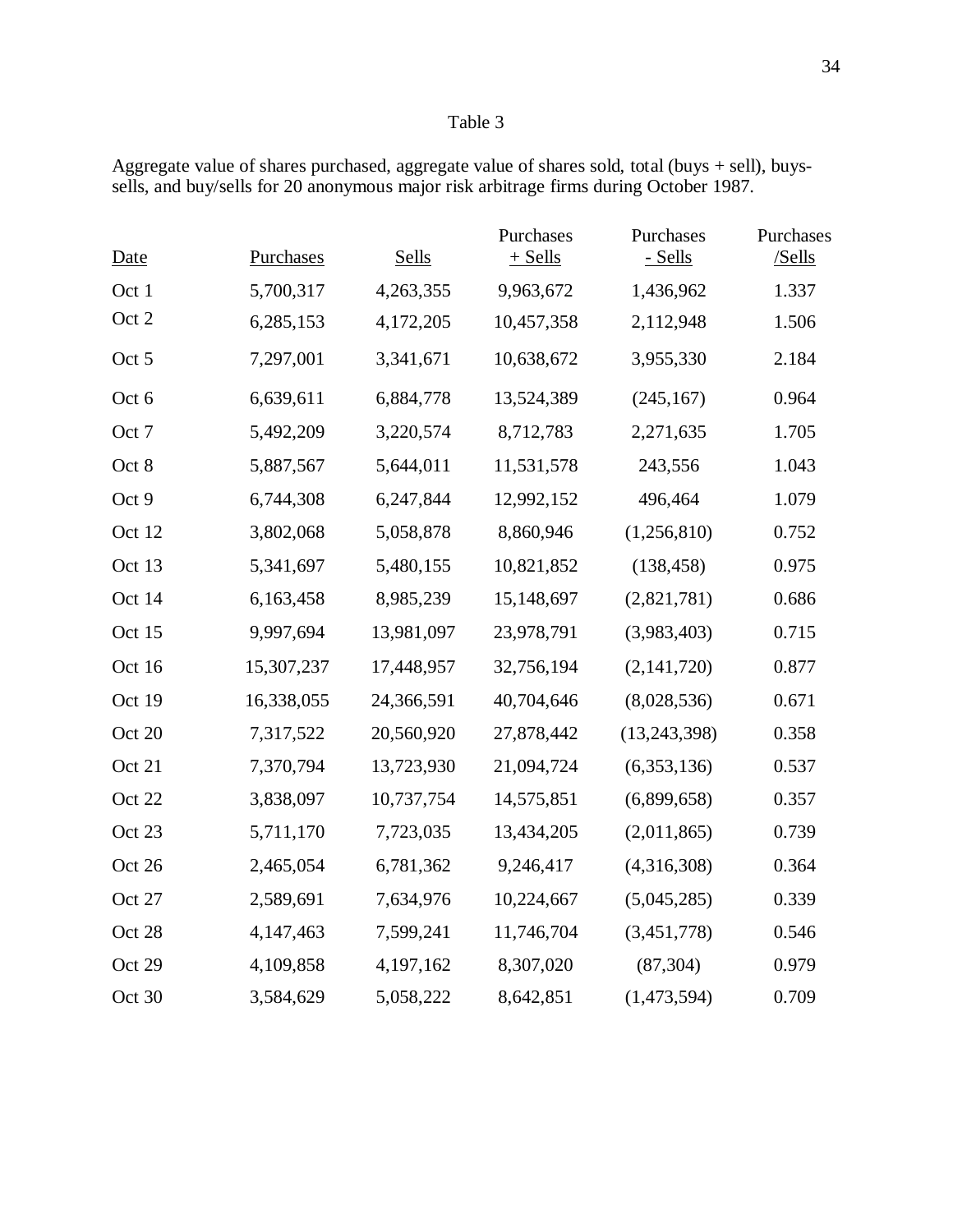Table 3

Aggregate value of shares purchased, aggregate value of shares sold, total (buys + sell), buys-sells, and buy/sells for 20 anonymous major risk arbitrage firms during October 1987.

| Date | Purchases | Sells | Purchases + Sells | Purchases - Sells | Purchases /Sells |
|---|---|---|---|---|---|
| Oct 1 | 5,700,317 | 4,263,355 | 9,963,672 | 1,436,962 | 1.337 |
| Oct 2 | 6,285,153 | 4,172,205 | 10,457,358 | 2,112,948 | 1.506 |
| Oct 5 | 7,297,001 | 3,341,671 | 10,638,672 | 3,955,330 | 2.184 |
| Oct 6 | 6,639,611 | 6,884,778 | 13,524,389 | (245,167) | 0.964 |
| Oct 7 | 5,492,209 | 3,220,574 | 8,712,783 | 2,271,635 | 1.705 |
| Oct 8 | 5,887,567 | 5,644,011 | 11,531,578 | 243,556 | 1.043 |
| Oct 9 | 6,744,308 | 6,247,844 | 12,992,152 | 496,464 | 1.079 |
| Oct 12 | 3,802,068 | 5,058,878 | 8,860,946 | (1,256,810) | 0.752 |
| Oct 13 | 5,341,697 | 5,480,155 | 10,821,852 | (138,458) | 0.975 |
| Oct 14 | 6,163,458 | 8,985,239 | 15,148,697 | (2,821,781) | 0.686 |
| Oct 15 | 9,997,694 | 13,981,097 | 23,978,791 | (3,983,403) | 0.715 |
| Oct 16 | 15,307,237 | 17,448,957 | 32,756,194 | (2,141,720) | 0.877 |
| Oct 19 | 16,338,055 | 24,366,591 | 40,704,646 | (8,028,536) | 0.671 |
| Oct 20 | 7,317,522 | 20,560,920 | 27,878,442 | (13,243,398) | 0.358 |
| Oct 21 | 7,370,794 | 13,723,930 | 21,094,724 | (6,353,136) | 0.537 |
| Oct 22 | 3,838,097 | 10,737,754 | 14,575,851 | (6,899,658) | 0.357 |
| Oct 23 | 5,711,170 | 7,723,035 | 13,434,205 | (2,011,865) | 0.739 |
| Oct 26 | 2,465,054 | 6,781,362 | 9,246,417 | (4,316,308) | 0.364 |
| Oct 27 | 2,589,691 | 7,634,976 | 10,224,667 | (5,045,285) | 0.339 |
| Oct 28 | 4,147,463 | 7,599,241 | 11,746,704 | (3,451,778) | 0.546 |
| Oct 29 | 4,109,858 | 4,197,162 | 8,307,020 | (87,304) | 0.979 |
| Oct 30 | 3,584,629 | 5,058,222 | 8,642,851 | (1,473,594) | 0.709 |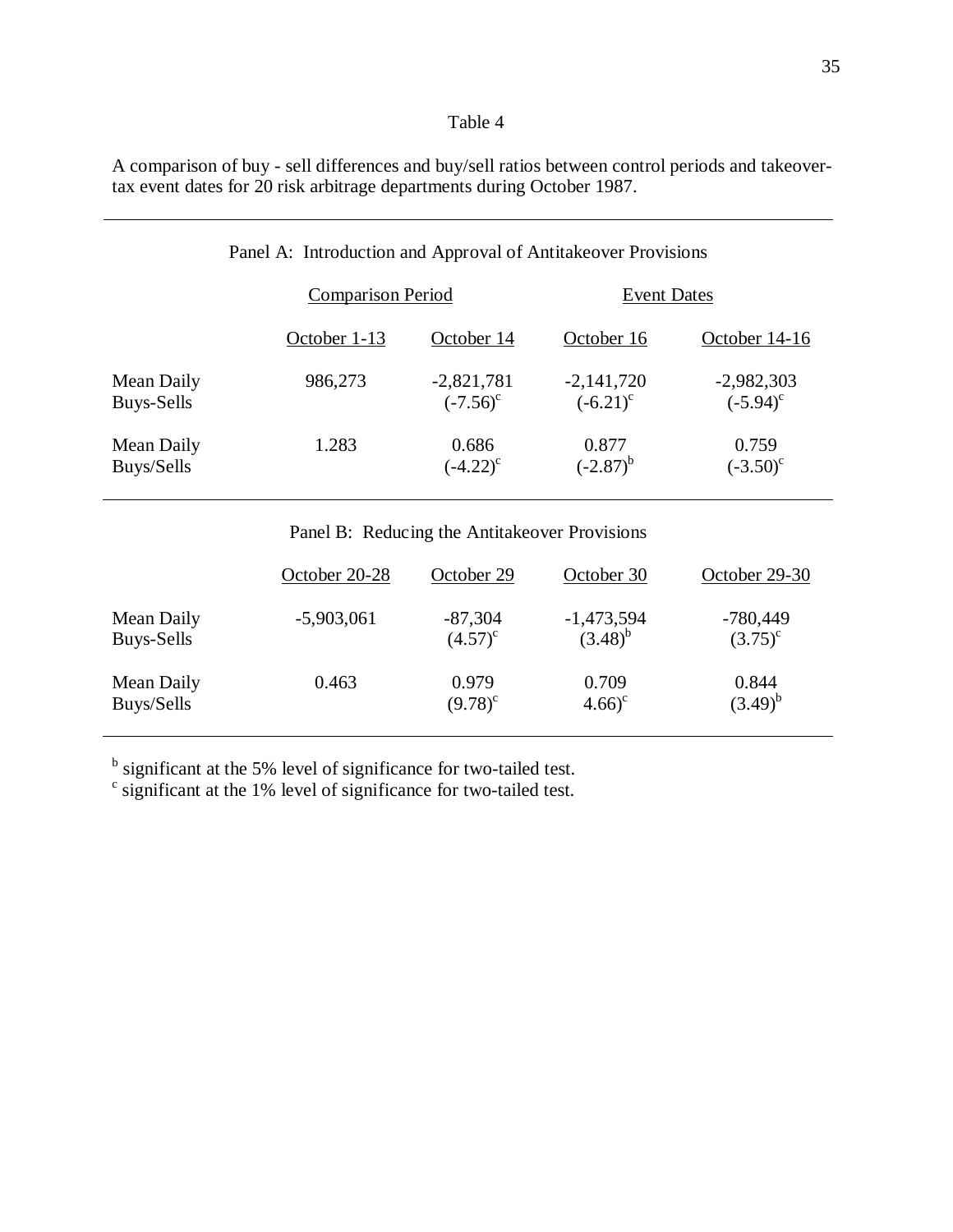Table 4

A comparison of buy - sell differences and buy/sell ratios between control periods and takeover-tax event dates for 20 risk arbitrage departments during October 1987.

Panel A: Introduction and Approval of Antitakeover Provisions

| | Comparison Period | | Event Dates | |
|---|---|---|---|---|
| | October 1-13 | October 14 | October 16 | October 14-16 |
| Mean Daily Buys-Sells | 986,273 | -2,821,781 (-7.56)[c] | -2,141,720 (-6.21)[c] | -2,982,303 (-5.94)[c] |
| Mean Daily Buys/Sells | 1.283 | 0.686 (-4.22)[c] | 0.877 (-2.87)[b] | 0.759 (-3.50)[c] |

Panel B: Reducing the Antitakeover Provisions

| | October 20-28 | October 29 | October 30 | October 29-30 |
|---|---|---|---|---|
| Mean Daily Buys-Sells | -5,903,061 | -87,304 (4.57)[c] | -1,473,594 (3.48)[b] | -780,449 (3.75)[c] |
| Mean Daily Buys/Sells | 0.463 | 0.979 (9.78)[c] | 0.709 4.66)[c] | 0.844 (3.49)[b] |

[b] significant at the 5% level of significance for two-tailed test.
[c] significant at the 1% level of significance for two-tailed test.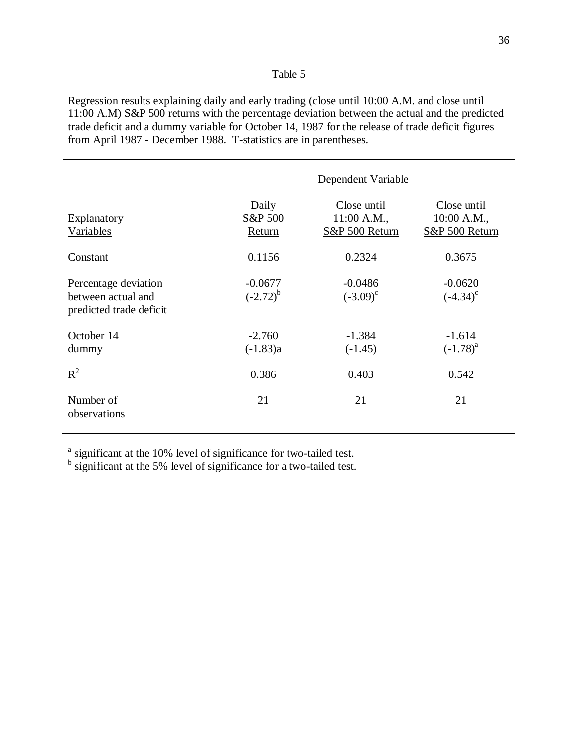Table 5

Regression results explaining daily and early trading (close until 10:00 A.M. and close until 11:00 A.M) S&P 500 returns with the percentage deviation between the actual and the predicted trade deficit and a dummy variable for October 14, 1987 for the release of trade deficit figures from April 1987 - December 1988. T-statistics are in parentheses.

| | Dependent Variable | | |
|---|---|---|---|
| Explanatory Variables | Daily S&P 500 Return | Close until 11:00 A.M., S&P 500 Return | Close until 10:00 A.M., S&P 500 Return |
| Constant | 0.1156 | 0.2324 | 0.3675 |
| Percentage deviation between actual and predicted trade deficit | -0.0677 (-2.72)[b] | -0.0486 (-3.09)[c] | -0.0620 (-4.34)[c] |
| October 14 dummy | -2.760 (-1.83)a | -1.384 (-1.45) | -1.614 (-1.78)[a] |
| $R^2$ | 0.386 | 0.403 | 0.542 |
| Number of observations | 21 | 21 | 21 |

[a] significant at the 10% level of significance for two-tailed test.
[b] significant at the 5% level of significance for a two-tailed test.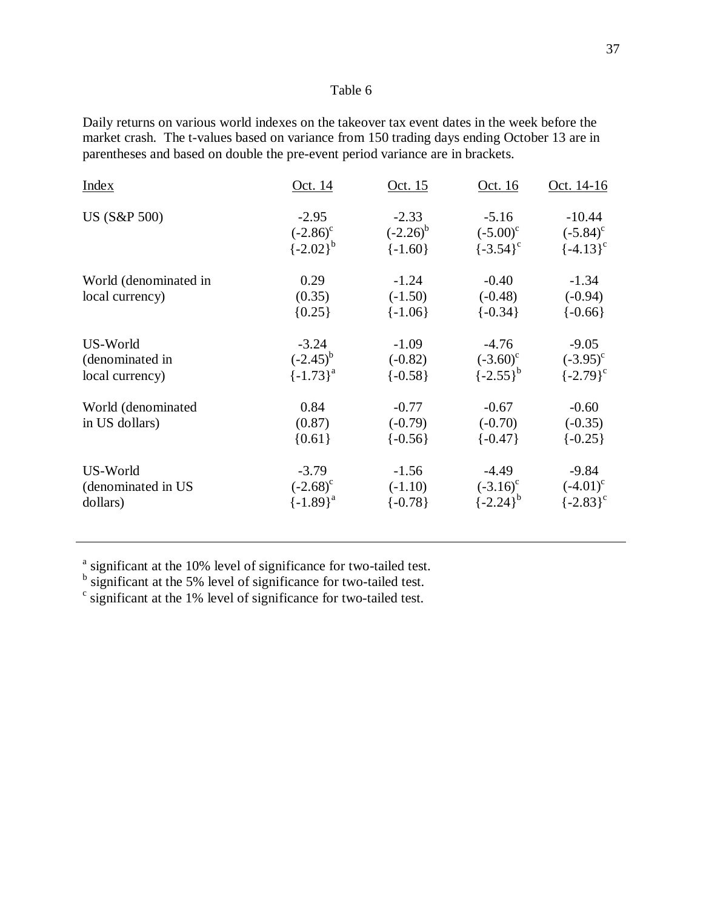Table 6

Daily returns on various world indexes on the takeover tax event dates in the week before the market crash. The t-values based on variance from 150 trading days ending October 13 are in parentheses and based on double the pre-event period variance are in brackets.

| Index | Oct. 14 | Oct. 15 | Oct. 16 | Oct. 14-16 |
|---|---|---|---|---|
| US (S&P 500) | -2.95 | -2.33 | -5.16 | -10.44 |
| | (-2.86)[c] | (-2.26)[b] | (-5.00)[c] | (-5.84)[c] |
| | {-2.02}[b] | {-1.60} | {-3.54}[c] | {-4.13}[c] |
| World (denominated in local currency) | 0.29 | -1.24 | -0.40 | -1.34 |
| | (0.35) | (-1.50) | (-0.48) | (-0.94) |
| | {0.25} | {-1.06} | {-0.34} | {-0.66} |
| US-World (denominated in local currency) | -3.24 | -1.09 | -4.76 | -9.05 |
| | (-2.45)[b] | (-0.82) | (-3.60)[c] | (-3.95)[c] |
| | {-1.73}[a] | {-0.58} | {-2.55}[b] | {-2.79}[c] |
| World (denominated in US dollars) | 0.84 | -0.77 | -0.67 | -0.60 |
| | (0.87) | (-0.79) | (-0.70) | (-0.35) |
| | {0.61} | {-0.56} | {-0.47} | {-0.25} |
| US-World (denominated in US dollars) | -3.79 | -1.56 | -4.49 | -9.84 |
| | (-2.68)[c] | (-1.10) | (-3.16)[c] | (-4.01)[c] |
| | {-1.89}[a] | {-0.78} | {-2.24}[b] | {-2.83}[c] |

[a] significant at the 10% level of significance for two-tailed test.
[b] significant at the 5% level of significance for two-tailed test.
[c] significant at the 1% level of significance for two-tailed test.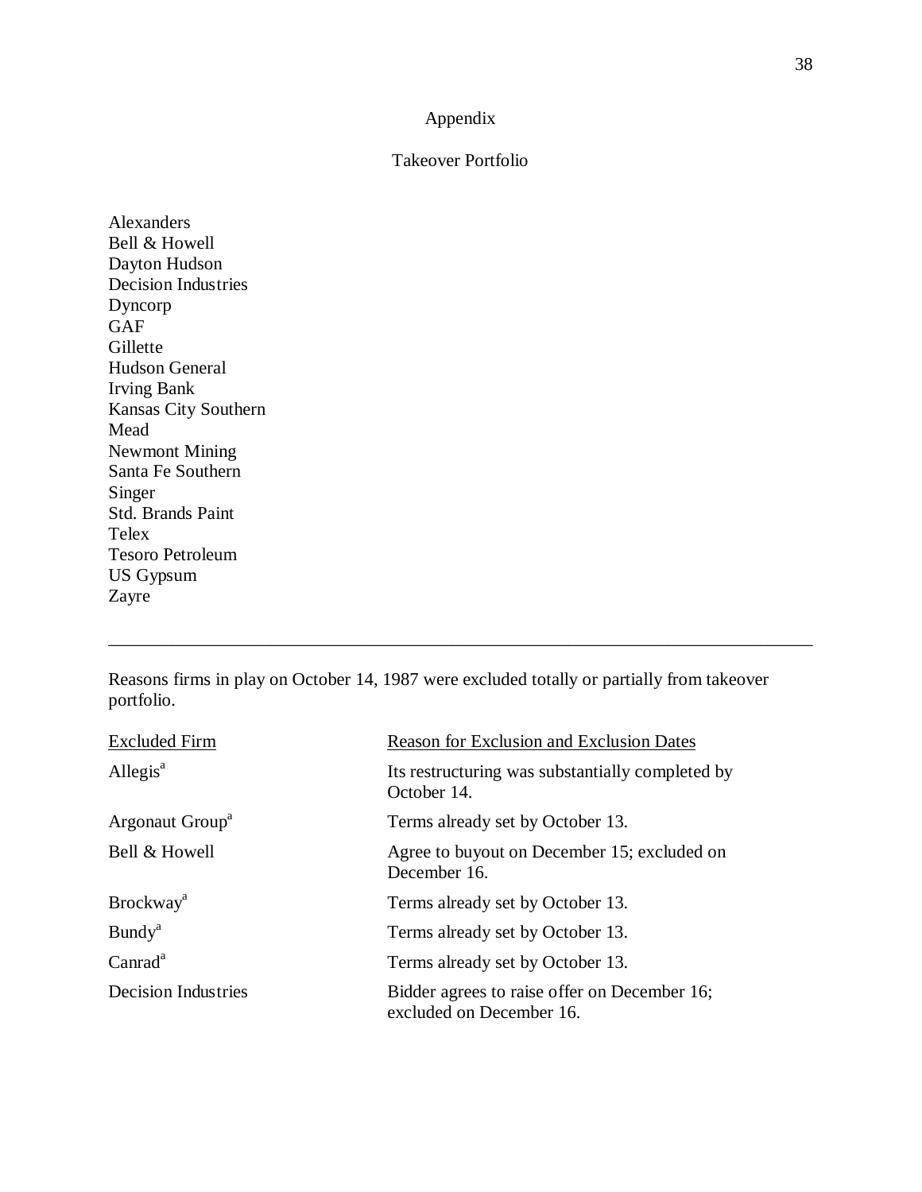# Appendix

## Takeover Portfolio

Alexanders
Bell & Howell
Dayton Hudson
Decision Industries
Dyncorp
GAF
Gillette
Hudson General
Irving Bank
Kansas City Southern
Mead
Newmont Mining
Santa Fe Southern
Singer
Std. Brands Paint
Telex
Tesoro Petroleum
US Gypsum
Zayre

---

Reasons firms in play on October 14, 1987 were excluded totally or partially from takeover portfolio.

| Excluded Firm | Reason for Exclusion and Exclusion Dates |
|---|---|
| Allegis[a] | Its restructuring was substantially completed by October 14. |
| Argonaut Group[a] | Terms already set by October 13. |
| Bell & Howell | Agree to buyout on December 15; excluded on December 16. |
| Brockway[a] | Terms already set by October 13. |
| Bundy[a] | Terms already set by October 13. |
| Canrad[a] | Terms already set by October 13. |
| Decision Industries | Bidder agrees to raise offer on December 16; excluded on December 16. |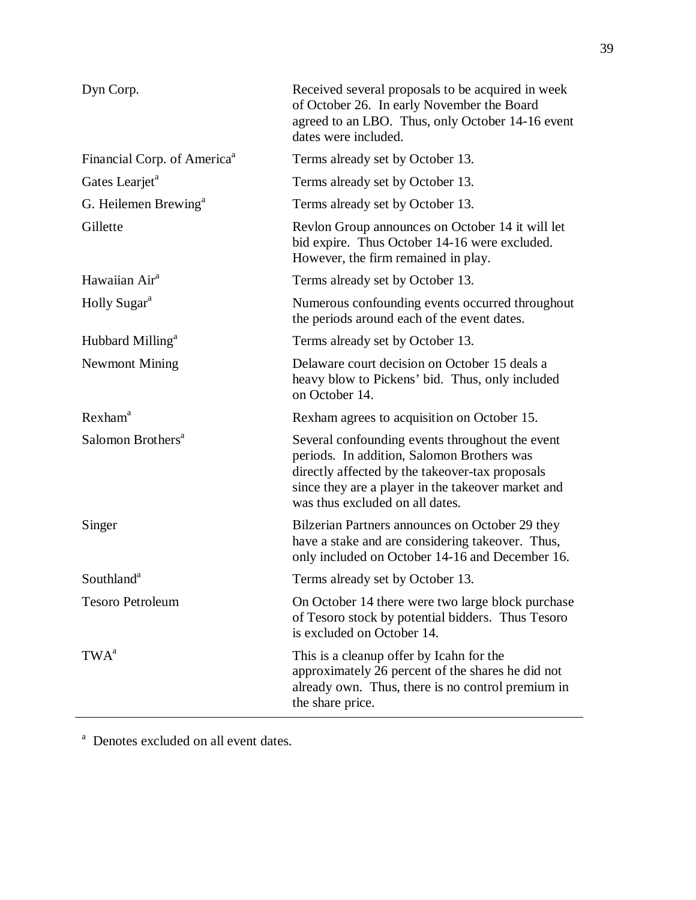| | |
|---|---|
| Dyn Corp. | Received several proposals to be acquired in week of October 26. In early November the Board agreed to an LBO. Thus, only October 14-16 event dates were included. |
| Financial Corp. of America[a] | Terms already set by October 13. |
| Gates Learjet[a] | Terms already set by October 13. |
| G. Heilemen Brewing[a] | Terms already set by October 13. |
| Gillette | Revlon Group announces on October 14 it will let bid expire. Thus October 14-16 were excluded. However, the firm remained in play. |
| Hawaiian Air[a] | Terms already set by October 13. |
| Holly Sugar[a] | Numerous confounding events occurred throughout the periods around each of the event dates. |
| Hubbard Milling[a] | Terms already set by October 13. |
| Newmont Mining | Delaware court decision on October 15 deals a heavy blow to Pickens' bid. Thus, only included on October 14. |
| Rexham[a] | Rexham agrees to acquisition on October 15. |
| Salomon Brothers[a] | Several confounding events throughout the event periods. In addition, Salomon Brothers was directly affected by the takeover-tax proposals since they are a player in the takeover market and was thus excluded on all dates. |
| Singer | Bilzerian Partners announces on October 29 they have a stake and are considering takeover. Thus, only included on October 14-16 and December 16. |
| Southland[a] | Terms already set by October 13. |
| Tesoro Petroleum | On October 14 there were two large block purchase of Tesoro stock by potential bidders. Thus Tesoro is excluded on October 14. |
| TWA[a] | This is a cleanup offer by Icahn for the approximately 26 percent of the shares he did not already own. Thus, there is no control premium in the share price. |

[a] Denotes excluded on all event dates.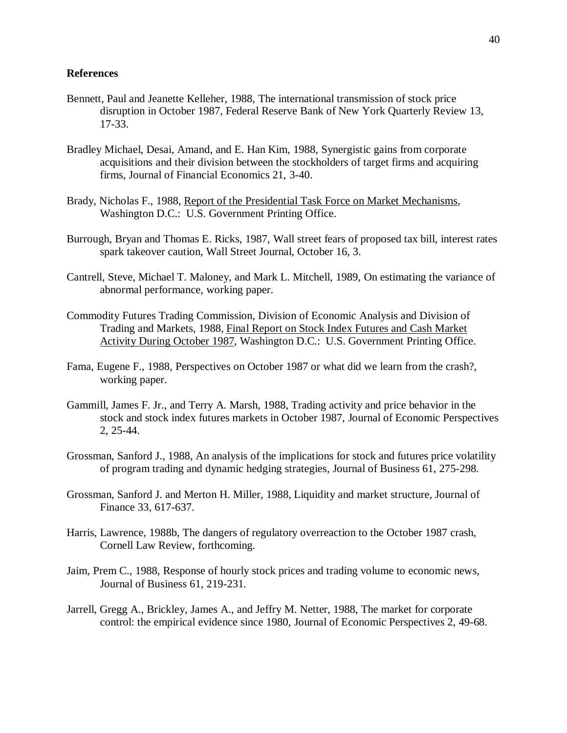**References**

Bennett, Paul and Jeanette Kelleher, 1988, The international transmission of stock price disruption in October 1987, Federal Reserve Bank of New York Quarterly Review 13, 17-33.

Bradley Michael, Desai, Amand, and E. Han Kim, 1988, Synergistic gains from corporate acquisitions and their division between the stockholders of target firms and acquiring firms, Journal of Financial Economics 21, 3-40.

Brady, Nicholas F., 1988, <u>Report of the Presidential Task Force on Market Mechanisms</u>, Washington D.C.: U.S. Government Printing Office.

Burrough, Bryan and Thomas E. Ricks, 1987, Wall street fears of proposed tax bill, interest rates spark takeover caution, Wall Street Journal, October 16, 3.

Cantrell, Steve, Michael T. Maloney, and Mark L. Mitchell, 1989, On estimating the variance of abnormal performance, working paper.

Commodity Futures Trading Commission, Division of Economic Analysis and Division of Trading and Markets, 1988, <u>Final Report on Stock Index Futures and Cash Market Activity During October 1987</u>, Washington D.C.: U.S. Government Printing Office.

Fama, Eugene F., 1988, Perspectives on October 1987 or what did we learn from the crash?, working paper.

Gammill, James F. Jr., and Terry A. Marsh, 1988, Trading activity and price behavior in the stock and stock index futures markets in October 1987, Journal of Economic Perspectives 2, 25-44.

Grossman, Sanford J., 1988, An analysis of the implications for stock and futures price volatility of program trading and dynamic hedging strategies, Journal of Business 61, 275-298.

Grossman, Sanford J. and Merton H. Miller, 1988, Liquidity and market structure, Journal of Finance 33, 617-637.

Harris, Lawrence, 1988b, The dangers of regulatory overreaction to the October 1987 crash, Cornell Law Review, forthcoming.

Jaim, Prem C., 1988, Response of hourly stock prices and trading volume to economic news, Journal of Business 61, 219-231.

Jarrell, Gregg A., Brickley, James A., and Jeffry M. Netter, 1988, The market for corporate control: the empirical evidence since 1980, Journal of Economic Perspectives 2, 49-68.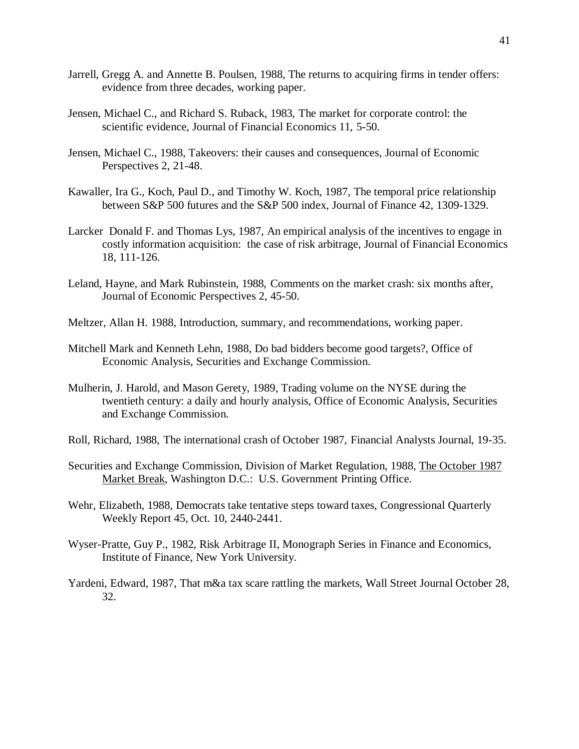Jarrell, Gregg A. and Annette B. Poulsen, 1988, The returns to acquiring firms in tender offers: evidence from three decades, working paper.

Jensen, Michael C., and Richard S. Ruback, 1983, The market for corporate control: the scientific evidence, Journal of Financial Economics 11, 5-50.

Jensen, Michael C., 1988, Takeovers: their causes and consequences, Journal of Economic Perspectives 2, 21-48.

Kawaller, Ira G., Koch, Paul D., and Timothy W. Koch, 1987, The temporal price relationship between S&P 500 futures and the S&P 500 index, Journal of Finance 42, 1309-1329.

Larcker Donald F. and Thomas Lys, 1987, An empirical analysis of the incentives to engage in costly information acquisition: the case of risk arbitrage, Journal of Financial Economics 18, 111-126.

Leland, Hayne, and Mark Rubinstein, 1988, Comments on the market crash: six months after, Journal of Economic Perspectives 2, 45-50.

Meltzer, Allan H. 1988, Introduction, summary, and recommendations, working paper.

Mitchell Mark and Kenneth Lehn, 1988, Do bad bidders become good targets?, Office of Economic Analysis, Securities and Exchange Commission.

Mulherin, J. Harold, and Mason Gerety, 1989, Trading volume on the NYSE during the twentieth century: a daily and hourly analysis, Office of Economic Analysis, Securities and Exchange Commission.

Roll, Richard, 1988, The international crash of October 1987, Financial Analysts Journal, 19-35.

Securities and Exchange Commission, Division of Market Regulation, 1988, The October 1987 Market Break, Washington D.C.: U.S. Government Printing Office.

Wehr, Elizabeth, 1988, Democrats take tentative steps toward taxes, Congressional Quarterly Weekly Report 45, Oct. 10, 2440-2441.

Wyser-Pratte, Guy P., 1982, Risk Arbitrage II, Monograph Series in Finance and Economics, Institute of Finance, New York University.

Yardeni, Edward, 1987, That m&a tax scare rattling the markets, Wall Street Journal October 28, 32.